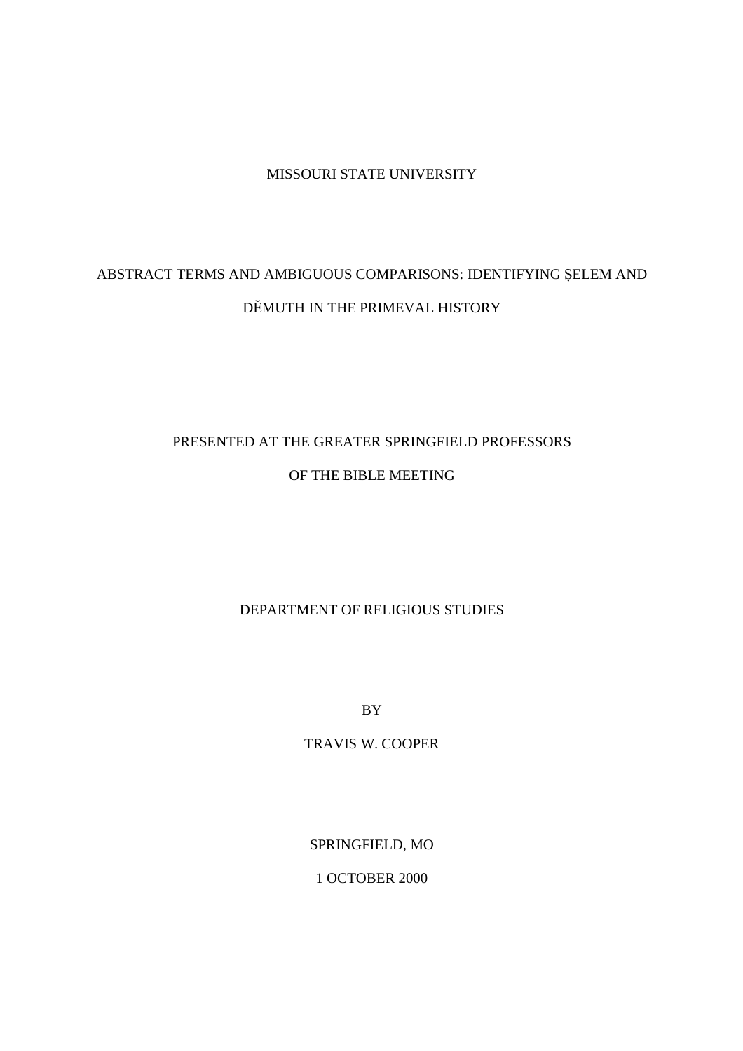MISSOURI STATE UNIVERSITY

# ABSTRACT TERMS AND AMBIGUOUS COMPARISONS: IDENTIFYING ṢELEM AND DĔMUTH IN THE PRIMEVAL HISTORY

PRESENTED AT THE GREATER SPRINGFIELD PROFESSORS OF THE BIBLE MEETING

DEPARTMENT OF RELIGIOUS STUDIES

BY

TRAVIS W. COOPER

SPRINGFIELD, MO

1 OCTOBER 2000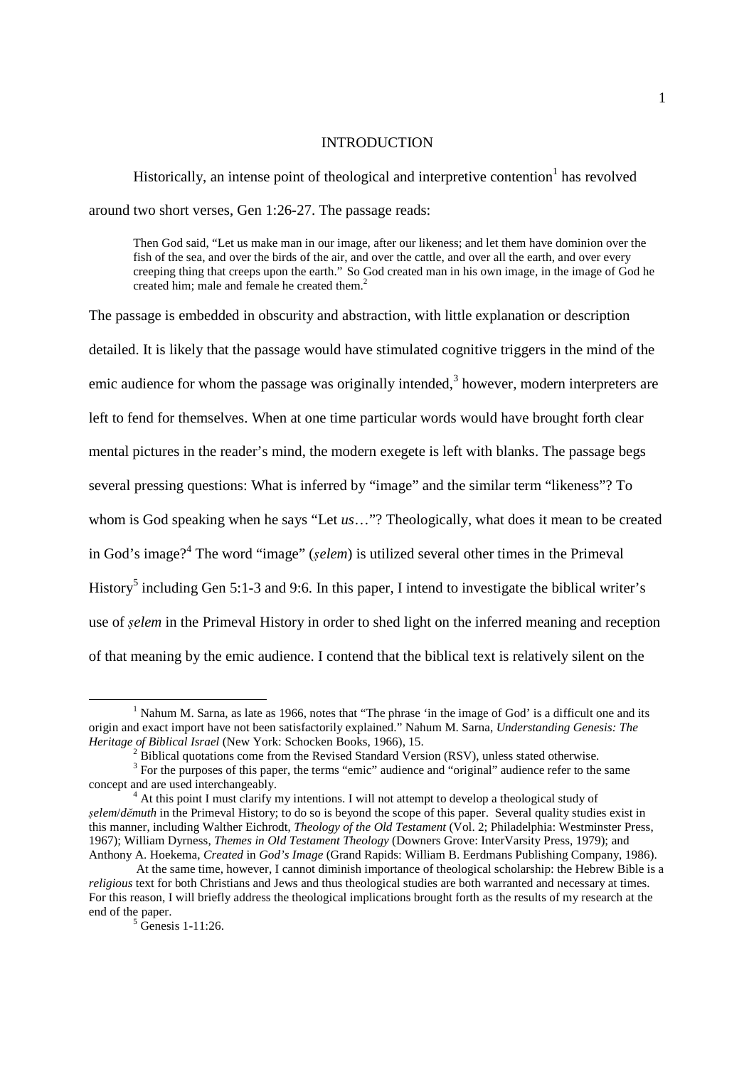# INTRODUCTION

Historically, an intense point of theological and interpretive contention[1] has revolved around two short verses, Gen 1:26-27. The passage reads:

> Then God said, "Let us make man in our image, after our likeness; and let them have dominion over the fish of the sea, and over the birds of the air, and over the cattle, and over all the earth, and over every creeping thing that creeps upon the earth." So God created man in his own image, in the image of God he created him; male and female he created them.[2]

The passage is embedded in obscurity and abstraction, with little explanation or description detailed. It is likely that the passage would have stimulated cognitive triggers in the mind of the emic audience for whom the passage was originally intended,[3] however, modern interpreters are left to fend for themselves. When at one time particular words would have brought forth clear mental pictures in the reader's mind, the modern exegete is left with blanks. The passage begs several pressing questions: What is inferred by "image" and the similar term "likeness"? To whom is God speaking when he says "Let *us*…"? Theologically, what does it mean to be created in God's image?[4] The word "image" (*ṣelem*) is utilized several other times in the Primeval History[5] including Gen 5:1-3 and 9:6. In this paper, I intend to investigate the biblical writer's use of *ṣelem* in the Primeval History in order to shed light on the inferred meaning and reception of that meaning by the emic audience. I contend that the biblical text is relatively silent on the

---

[1] Nahum M. Sarna, as late as 1966, notes that "The phrase 'in the image of God' is a difficult one and its origin and exact import have not been satisfactorily explained." Nahum M. Sarna, *Understanding Genesis: The Heritage of Biblical Israel* (New York: Schocken Books, 1966), 15.

[2] Biblical quotations come from the Revised Standard Version (RSV), unless stated otherwise.

[3] For the purposes of this paper, the terms "emic" audience and "original" audience refer to the same concept and are used interchangeably.

[4] At this point I must clarify my intentions. I will not attempt to develop a theological study of *ṣelem*/*dĕmuth* in the Primeval History; to do so is beyond the scope of this paper. Several quality studies exist in this manner, including Walther Eichrodt, *Theology of the Old Testament* (Vol. 2; Philadelphia: Westminster Press, 1967); William Dyrness, *Themes in Old Testament Theology* (Downers Grove: InterVarsity Press, 1979); and Anthony A. Hoekema, *Created* in *God's Image* (Grand Rapids: William B. Eerdmans Publishing Company, 1986).

At the same time, however, I cannot diminish importance of theological scholarship: the Hebrew Bible is a *religious* text for both Christians and Jews and thus theological studies are both warranted and necessary at times. For this reason, I will briefly address the theological implications brought forth as the results of my research at the end of the paper.

[5] Genesis 1-11:26.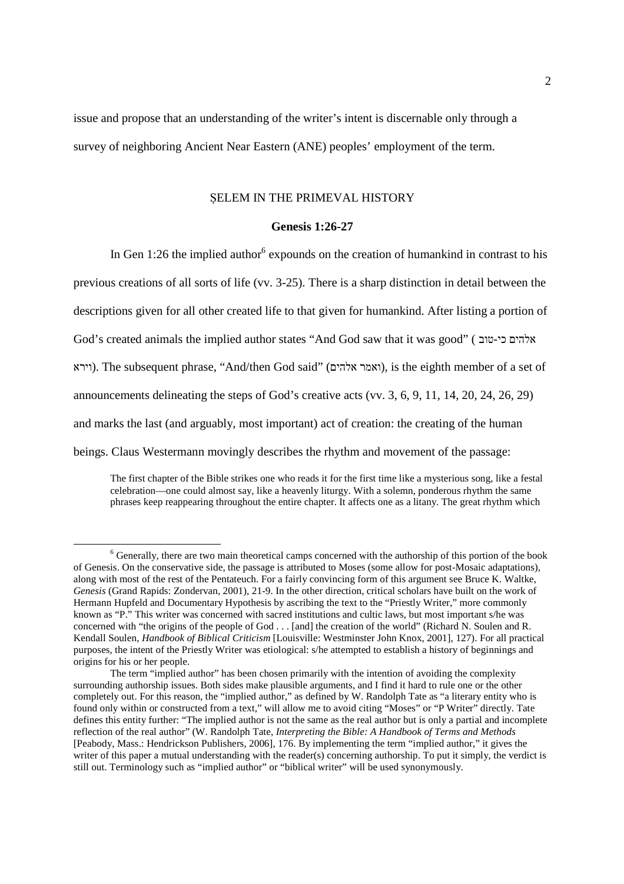issue and propose that an understanding of the writer's intent is discernable only through a survey of neighboring Ancient Near Eastern (ANE) peoples' employment of the term.

## ṢELEM IN THE PRIMEVAL HISTORY

### Genesis 1:26-27

In Gen 1:26 the implied author[6] expounds on the creation of humankind in contrast to his previous creations of all sorts of life (vv. 3-25). There is a sharp distinction in detail between the descriptions given for all other created life to that given for humankind. After listing a portion of God's created animals the implied author states "And God saw that it was good" (וירא אלהים כי-טוב). The subsequent phrase, "And/then God said" (ואמר אלהים), is the eighth member of a set of announcements delineating the steps of God's creative acts (vv. 3, 6, 9, 11, 14, 20, 24, 26, 29) and marks the last (and arguably, most important) act of creation: the creating of the human beings. Claus Westermann movingly describes the rhythm and movement of the passage:

> The first chapter of the Bible strikes one who reads it for the first time like a mysterious song, like a festal celebration—one could almost say, like a heavenly liturgy. With a solemn, ponderous rhythm the same phrases keep reappearing throughout the entire chapter. It affects one as a litany. The great rhythm which

---

[6] Generally, there are two main theoretical camps concerned with the authorship of this portion of the book of Genesis. On the conservative side, the passage is attributed to Moses (some allow for post-Mosaic adaptations), along with most of the rest of the Pentateuch. For a fairly convincing form of this argument see Bruce K. Waltke, *Genesis* (Grand Rapids: Zondervan, 2001), 21-9. In the other direction, critical scholars have built on the work of Hermann Hupfeld and Documentary Hypothesis by ascribing the text to the "Priestly Writer," more commonly known as "P." This writer was concerned with sacred institutions and cultic laws, but most important s/he was concerned with "the origins of the people of God . . . [and] the creation of the world" (Richard N. Soulen and R. Kendall Soulen, *Handbook of Biblical Criticism* [Louisville: Westminster John Knox, 2001], 127). For all practical purposes, the intent of the Priestly Writer was etiological: s/he attempted to establish a history of beginnings and origins for his or her people.

The term "implied author" has been chosen primarily with the intention of avoiding the complexity surrounding authorship issues. Both sides make plausible arguments, and I find it hard to rule one or the other completely out. For this reason, the "implied author," as defined by W. Randolph Tate as "a literary entity who is found only within or constructed from a text," will allow me to avoid citing "Moses" or "P Writer" directly. Tate defines this entity further: "The implied author is not the same as the real author but is only a partial and incomplete reflection of the real author" (W. Randolph Tate, *Interpreting the Bible: A Handbook of Terms and Methods* [Peabody, Mass.: Hendrickson Publishers, 2006], 176. By implementing the term "implied author," it gives the writer of this paper a mutual understanding with the reader(s) concerning authorship. To put it simply, the verdict is still out. Terminology such as "implied author" or "biblical writer" will be used synonymously.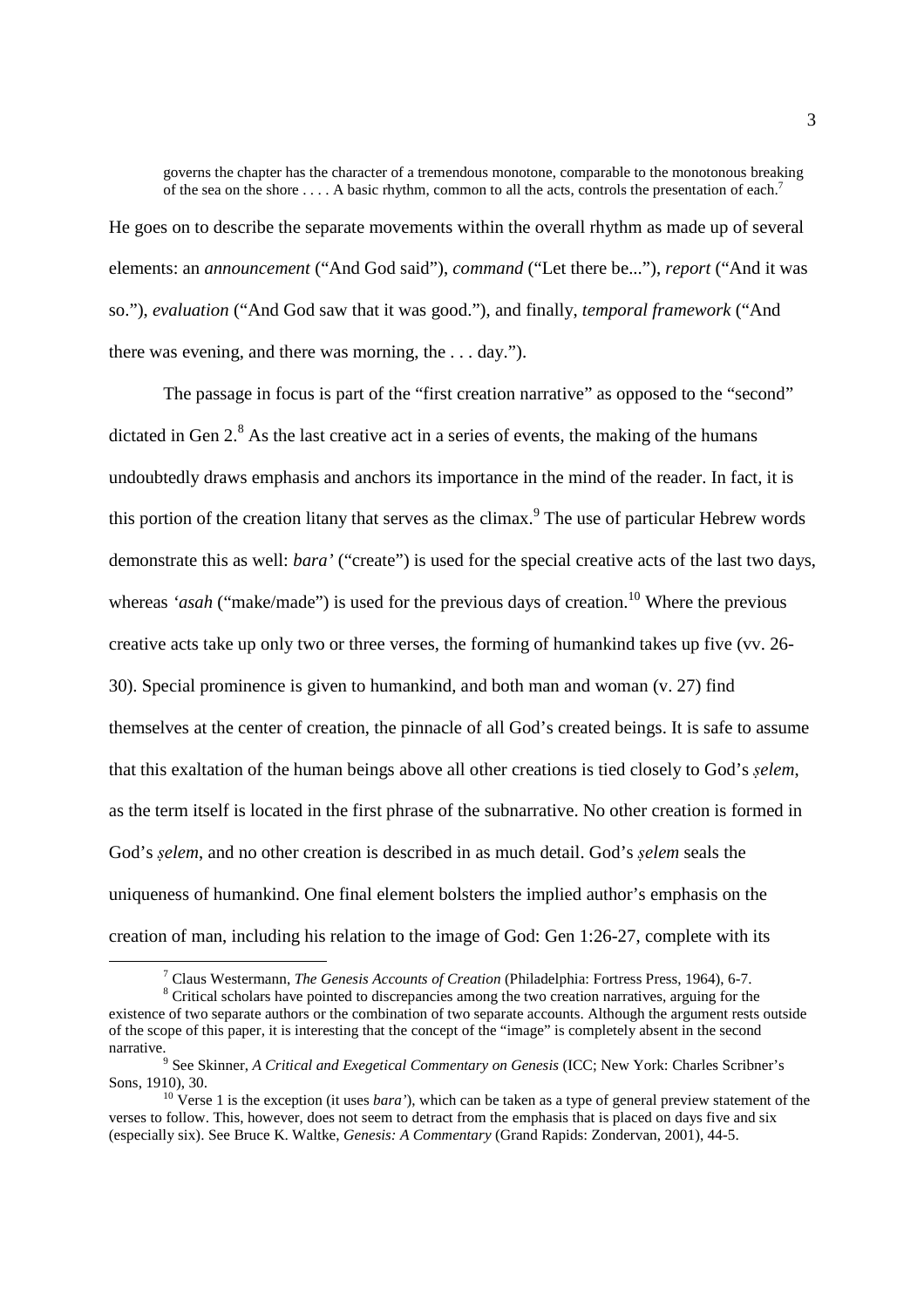> governs the chapter has the character of a tremendous monotone, comparable to the monotonous breaking of the sea on the shore . . . . A basic rhythm, common to all the acts, controls the presentation of each.[7]

He goes on to describe the separate movements within the overall rhythm as made up of several elements: an *announcement* ("And God said"), *command* ("Let there be..."), *report* ("And it was so."), *evaluation* ("And God saw that it was good."), and finally, *temporal framework* ("And there was evening, and there was morning, the . . . day.").

The passage in focus is part of the "first creation narrative" as opposed to the "second" dictated in Gen 2.[8] As the last creative act in a series of events, the making of the humans undoubtedly draws emphasis and anchors its importance in the mind of the reader. In fact, it is this portion of the creation litany that serves as the climax.[9] The use of particular Hebrew words demonstrate this as well: *bara'* ("create") is used for the special creative acts of the last two days, whereas *'asah* ("make/made") is used for the previous days of creation.[10] Where the previous creative acts take up only two or three verses, the forming of humankind takes up five (vv. 26-30). Special prominence is given to humankind, and both man and woman (v. 27) find themselves at the center of creation, the pinnacle of all God's created beings. It is safe to assume that this exaltation of the human beings above all other creations is tied closely to God's *ṣelem*, as the term itself is located in the first phrase of the subnarrative. No other creation is formed in God's *ṣelem*, and no other creation is described in as much detail. God's *ṣelem* seals the uniqueness of humankind. One final element bolsters the implied author's emphasis on the creation of man, including his relation to the image of God: Gen 1:26-27, complete with its

---

[7] Claus Westermann, *The Genesis Accounts of Creation* (Philadelphia: Fortress Press, 1964), 6-7.

[8] Critical scholars have pointed to discrepancies among the two creation narratives, arguing for the existence of two separate authors or the combination of two separate accounts. Although the argument rests outside of the scope of this paper, it is interesting that the concept of the "image" is completely absent in the second narrative.

[9] See Skinner, *A Critical and Exegetical Commentary on Genesis* (ICC; New York: Charles Scribner's Sons, 1910), 30.

[10] Verse 1 is the exception (it uses *bara'*), which can be taken as a type of general preview statement of the verses to follow. This, however, does not seem to detract from the emphasis that is placed on days five and six (especially six). See Bruce K. Waltke, *Genesis: A Commentary* (Grand Rapids: Zondervan, 2001), 44-5.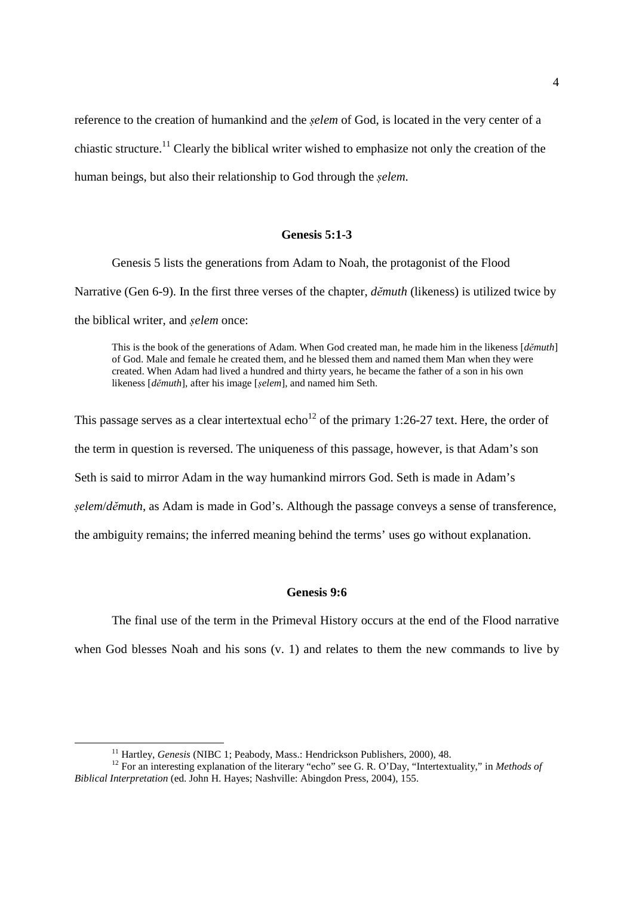reference to the creation of humankind and the *ṣelem* of God, is located in the very center of a chiastic structure.[11] Clearly the biblical writer wished to emphasize not only the creation of the human beings, but also their relationship to God through the *ṣelem*.

### Genesis 5:1-3

Genesis 5 lists the generations from Adam to Noah, the protagonist of the Flood Narrative (Gen 6-9). In the first three verses of the chapter, *dĕmuth* (likeness) is utilized twice by the biblical writer, and *ṣelem* once:

> This is the book of the generations of Adam. When God created man, he made him in the likeness [*dĕmuth*] of God. Male and female he created them, and he blessed them and named them Man when they were created. When Adam had lived a hundred and thirty years, he became the father of a son in his own likeness [*dĕmuth*], after his image [*ṣelem*], and named him Seth.

This passage serves as a clear intertextual echo[12] of the primary 1:26-27 text. Here, the order of the term in question is reversed. The uniqueness of this passage, however, is that Adam's son Seth is said to mirror Adam in the way humankind mirrors God. Seth is made in Adam's *ṣelem*/*dĕmuth*, as Adam is made in God's. Although the passage conveys a sense of transference, the ambiguity remains; the inferred meaning behind the terms' uses go without explanation.

### Genesis 9:6

The final use of the term in the Primeval History occurs at the end of the Flood narrative when God blesses Noah and his sons (v. 1) and relates to them the new commands to live by

---

[11] Hartley, *Genesis* (NIBC 1; Peabody, Mass.: Hendrickson Publishers, 2000), 48.

[12] For an interesting explanation of the literary "echo" see G. R. O'Day, "Intertextuality," in *Methods of Biblical Interpretation* (ed. John H. Hayes; Nashville: Abingdon Press, 2004), 155.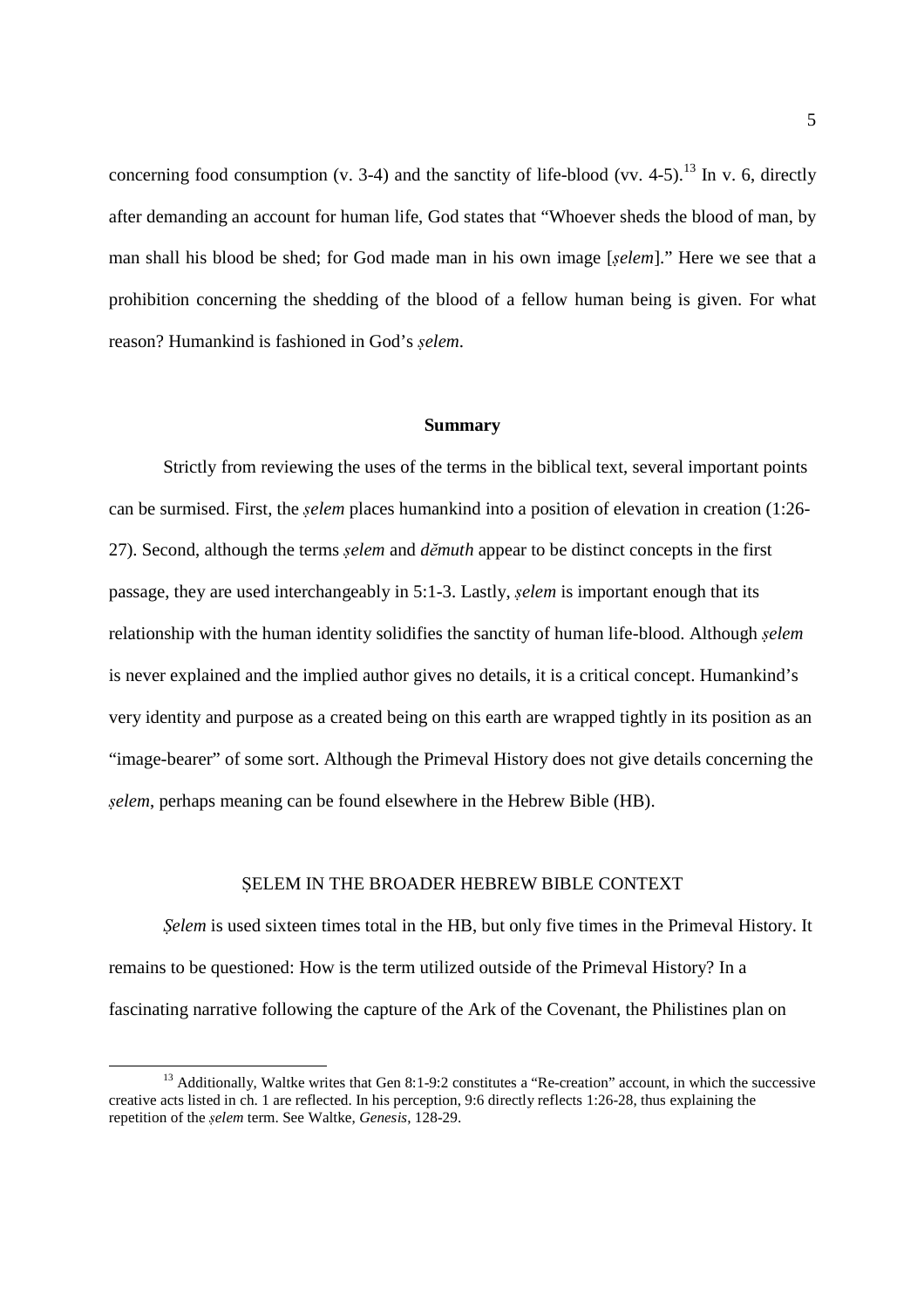concerning food consumption (v. 3-4) and the sanctity of life-blood (vv. 4-5).[13] In v. 6, directly after demanding an account for human life, God states that "Whoever sheds the blood of man, by man shall his blood be shed; for God made man in his own image [*ṣelem*]." Here we see that a prohibition concerning the shedding of the blood of a fellow human being is given. For what reason? Humankind is fashioned in God's *ṣelem*.

### Summary

Strictly from reviewing the uses of the terms in the biblical text, several important points can be surmised. First, the *ṣelem* places humankind into a position of elevation in creation (1:26-27). Second, although the terms *ṣelem* and *dĕmuth* appear to be distinct concepts in the first passage, they are used interchangeably in 5:1-3. Lastly, *ṣelem* is important enough that its relationship with the human identity solidifies the sanctity of human life-blood. Although *ṣelem* is never explained and the implied author gives no details, it is a critical concept. Humankind's very identity and purpose as a created being on this earth are wrapped tightly in its position as an "image-bearer" of some sort. Although the Primeval History does not give details concerning the *ṣelem*, perhaps meaning can be found elsewhere in the Hebrew Bible (HB).

## ṢELEM IN THE BROADER HEBREW BIBLE CONTEXT

*Ṣelem* is used sixteen times total in the HB, but only five times in the Primeval History. It remains to be questioned: How is the term utilized outside of the Primeval History? In a fascinating narrative following the capture of the Ark of the Covenant, the Philistines plan on

---

[13] Additionally, Waltke writes that Gen 8:1-9:2 constitutes a "Re-creation" account, in which the successive creative acts listed in ch. 1 are reflected. In his perception, 9:6 directly reflects 1:26-28, thus explaining the repetition of the *ṣelem* term. See Waltke, *Genesis*, 128-29.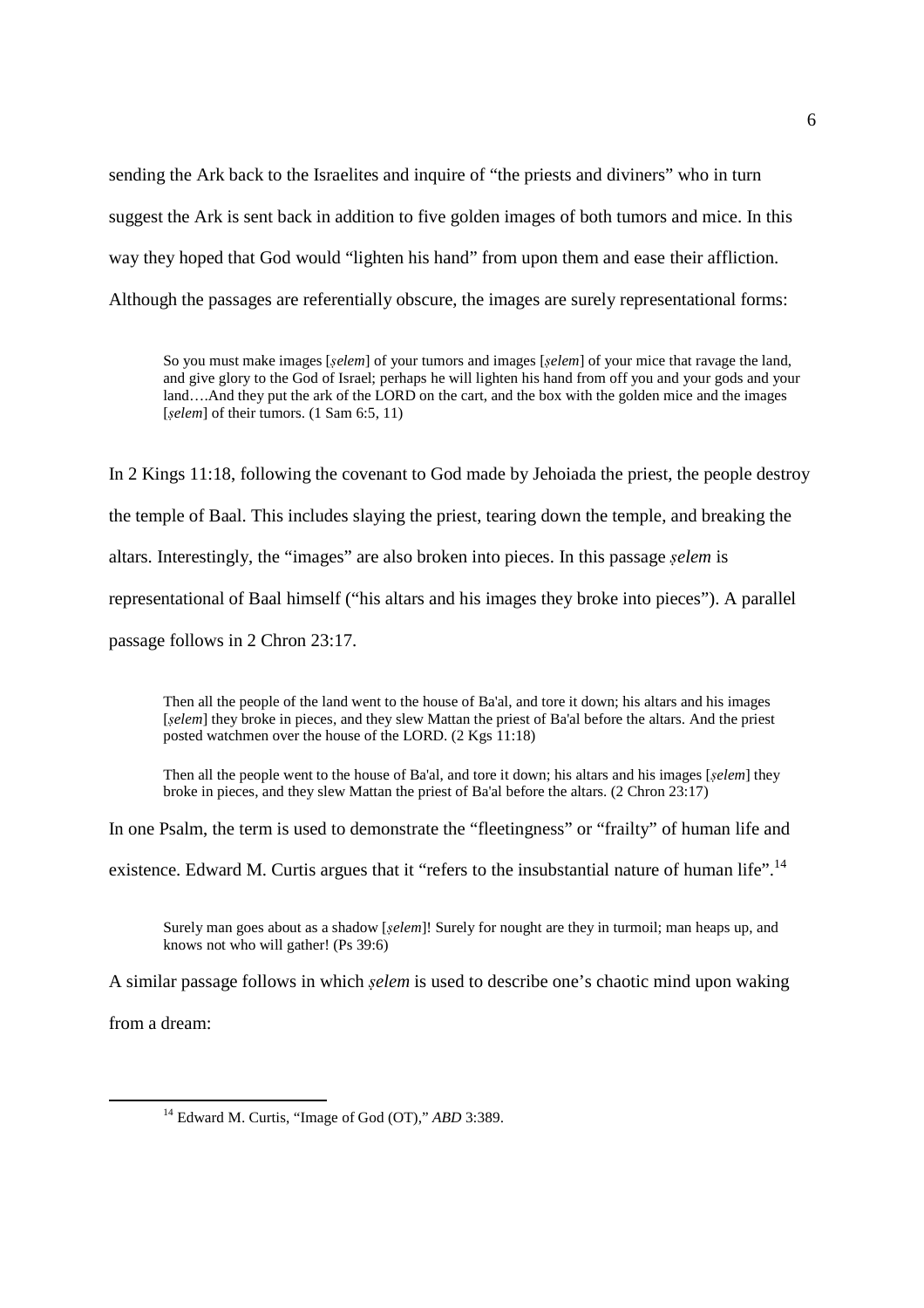sending the Ark back to the Israelites and inquire of "the priests and diviners" who in turn suggest the Ark is sent back in addition to five golden images of both tumors and mice. In this way they hoped that God would "lighten his hand" from upon them and ease their affliction. Although the passages are referentially obscure, the images are surely representational forms:

> So you must make images [*ṣelem*] of your tumors and images [*ṣelem*] of your mice that ravage the land, and give glory to the God of Israel; perhaps he will lighten his hand from off you and your gods and your land….And they put the ark of the LORD on the cart, and the box with the golden mice and the images [*ṣelem*] of their tumors. (1 Sam 6:5, 11)

In 2 Kings 11:18, following the covenant to God made by Jehoiada the priest, the people destroy the temple of Baal. This includes slaying the priest, tearing down the temple, and breaking the altars. Interestingly, the "images" are also broken into pieces. In this passage *ṣelem* is representational of Baal himself ("his altars and his images they broke into pieces"). A parallel passage follows in 2 Chron 23:17.

> Then all the people of the land went to the house of Ba'al, and tore it down; his altars and his images [*ṣelem*] they broke in pieces, and they slew Mattan the priest of Ba'al before the altars. And the priest posted watchmen over the house of the LORD. (2 Kgs 11:18)

> Then all the people went to the house of Ba'al, and tore it down; his altars and his images [*ṣelem*] they broke in pieces, and they slew Mattan the priest of Ba'al before the altars. (2 Chron 23:17)

In one Psalm, the term is used to demonstrate the "fleetingness" or "frailty" of human life and existence. Edward M. Curtis argues that it "refers to the insubstantial nature of human life".[14]

> Surely man goes about as a shadow [*ṣelem*]! Surely for nought are they in turmoil; man heaps up, and knows not who will gather! (Ps 39:6)

A similar passage follows in which *ṣelem* is used to describe one's chaotic mind upon waking from a dream:

---

[14] Edward M. Curtis, "Image of God (OT)," *ABD* 3:389.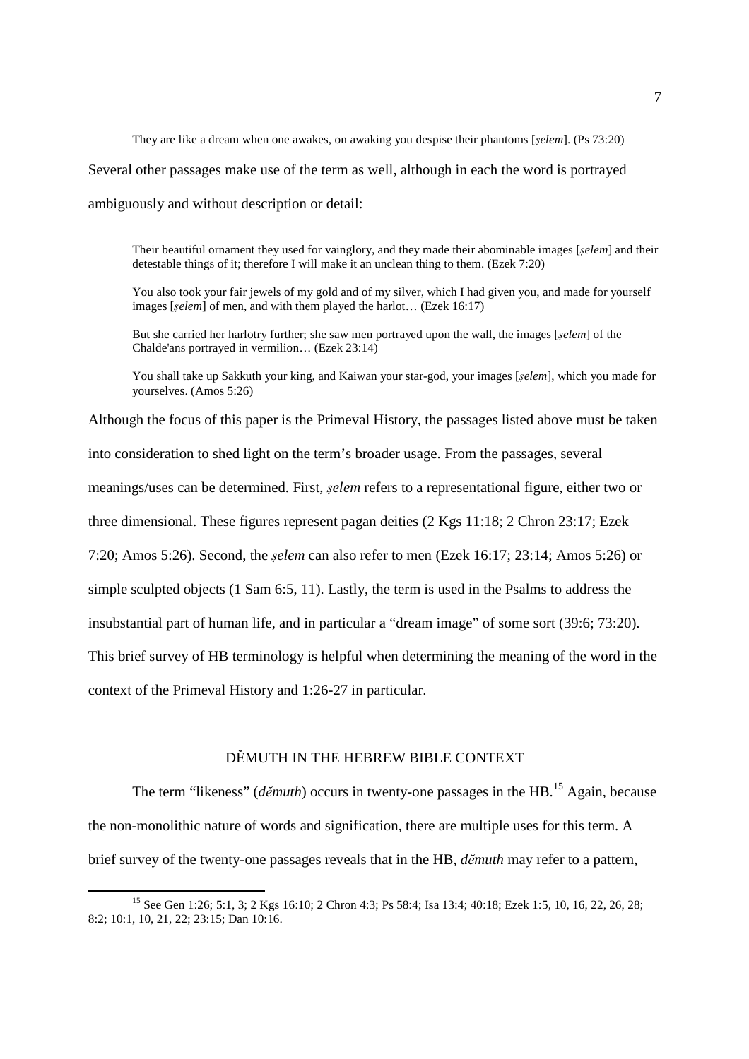> They are like a dream when one awakes, on awaking you despise their phantoms [*ṣelem*]. (Ps 73:20)

Several other passages make use of the term as well, although in each the word is portrayed ambiguously and without description or detail:

> Their beautiful ornament they used for vainglory, and they made their abominable images [*ṣelem*] and their detestable things of it; therefore I will make it an unclean thing to them. (Ezek 7:20)
>
> You also took your fair jewels of my gold and of my silver, which I had given you, and made for yourself images [*ṣelem*] of men, and with them played the harlot… (Ezek 16:17)
>
> But she carried her harlotry further; she saw men portrayed upon the wall, the images [*ṣelem*] of the Chalde'ans portrayed in vermilion… (Ezek 23:14)
>
> You shall take up Sakkuth your king, and Kaiwan your star-god, your images [*ṣelem*], which you made for yourselves. (Amos 5:26)

Although the focus of this paper is the Primeval History, the passages listed above must be taken into consideration to shed light on the term's broader usage. From the passages, several meanings/uses can be determined. First, *ṣelem* refers to a representational figure, either two or three dimensional. These figures represent pagan deities (2 Kgs 11:18; 2 Chron 23:17; Ezek 7:20; Amos 5:26). Second, the *ṣelem* can also refer to men (Ezek 16:17; 23:14; Amos 5:26) or simple sculpted objects (1 Sam 6:5, 11). Lastly, the term is used in the Psalms to address the insubstantial part of human life, and in particular a "dream image" of some sort (39:6; 73:20). This brief survey of HB terminology is helpful when determining the meaning of the word in the context of the Primeval History and 1:26-27 in particular.

## DĚMUTH IN THE HEBREW BIBLE CONTEXT

The term "likeness" (*dĕmuth*) occurs in twenty-one passages in the HB.[15] Again, because the non-monolithic nature of words and signification, there are multiple uses for this term. A brief survey of the twenty-one passages reveals that in the HB, *dĕmuth* may refer to a pattern,

---

[15] See Gen 1:26; 5:1, 3; 2 Kgs 16:10; 2 Chron 4:3; Ps 58:4; Isa 13:4; 40:18; Ezek 1:5, 10, 16, 22, 26, 28; 8:2; 10:1, 10, 21, 22; 23:15; Dan 10:16.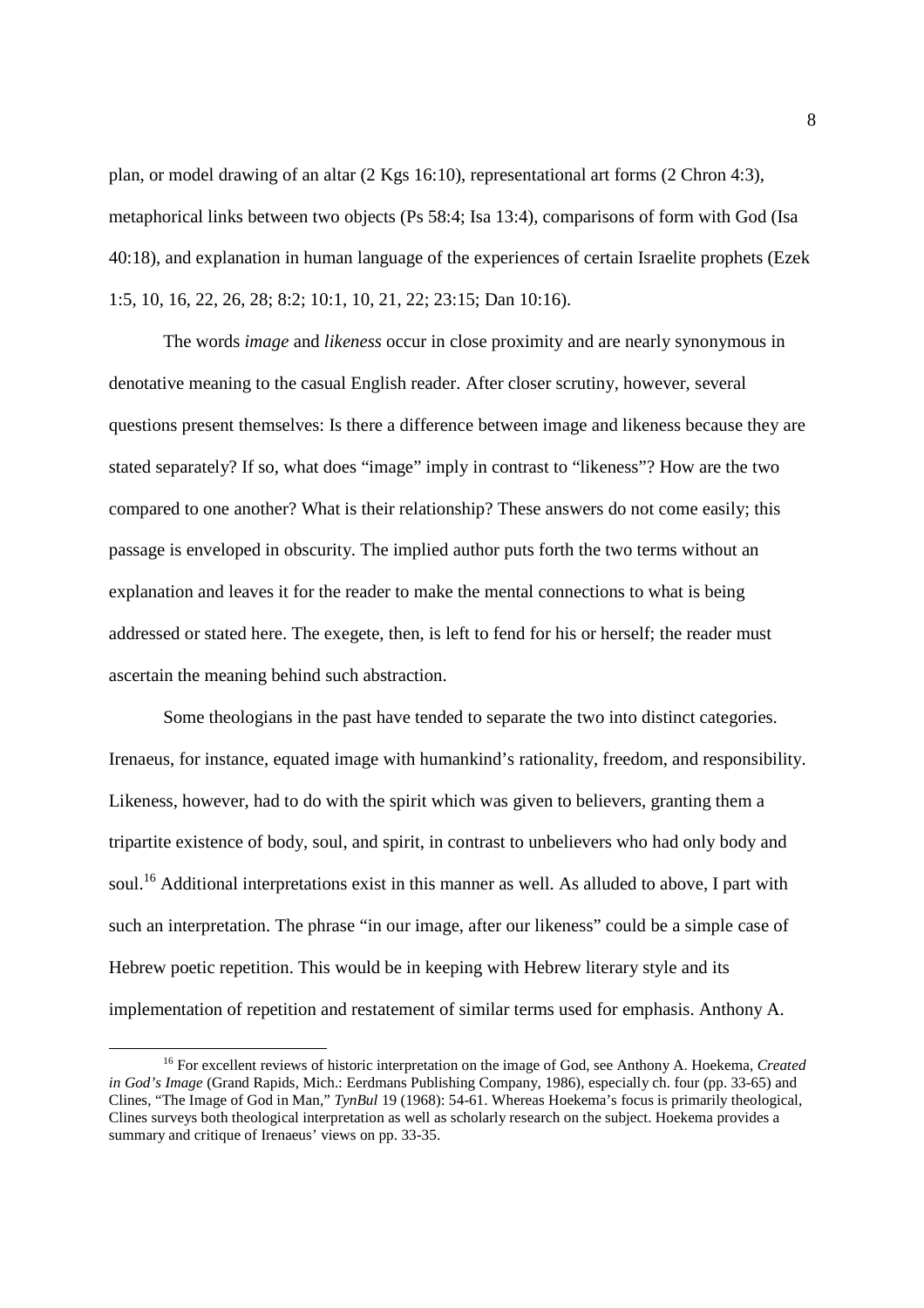plan, or model drawing of an altar (2 Kgs 16:10), representational art forms (2 Chron 4:3), metaphorical links between two objects (Ps 58:4; Isa 13:4), comparisons of form with God (Isa 40:18), and explanation in human language of the experiences of certain Israelite prophets (Ezek 1:5, 10, 16, 22, 26, 28; 8:2; 10:1, 10, 21, 22; 23:15; Dan 10:16).

The words *image* and *likeness* occur in close proximity and are nearly synonymous in denotative meaning to the casual English reader. After closer scrutiny, however, several questions present themselves: Is there a difference between image and likeness because they are stated separately? If so, what does "image" imply in contrast to "likeness"? How are the two compared to one another? What is their relationship? These answers do not come easily; this passage is enveloped in obscurity. The implied author puts forth the two terms without an explanation and leaves it for the reader to make the mental connections to what is being addressed or stated here. The exegete, then, is left to fend for his or herself; the reader must ascertain the meaning behind such abstraction.

Some theologians in the past have tended to separate the two into distinct categories. Irenaeus, for instance, equated image with humankind's rationality, freedom, and responsibility. Likeness, however, had to do with the spirit which was given to believers, granting them a tripartite existence of body, soul, and spirit, in contrast to unbelievers who had only body and soul.[16] Additional interpretations exist in this manner as well. As alluded to above, I part with such an interpretation. The phrase "in our image, after our likeness" could be a simple case of Hebrew poetic repetition. This would be in keeping with Hebrew literary style and its implementation of repetition and restatement of similar terms used for emphasis. Anthony A.

[16] For excellent reviews of historic interpretation on the image of God, see Anthony A. Hoekema, *Created in God's Image* (Grand Rapids, Mich.: Eerdmans Publishing Company, 1986), especially ch. four (pp. 33-65) and Clines, "The Image of God in Man," *TynBul* 19 (1968): 54-61. Whereas Hoekema's focus is primarily theological, Clines surveys both theological interpretation as well as scholarly research on the subject. Hoekema provides a summary and critique of Irenaeus' views on pp. 33-35.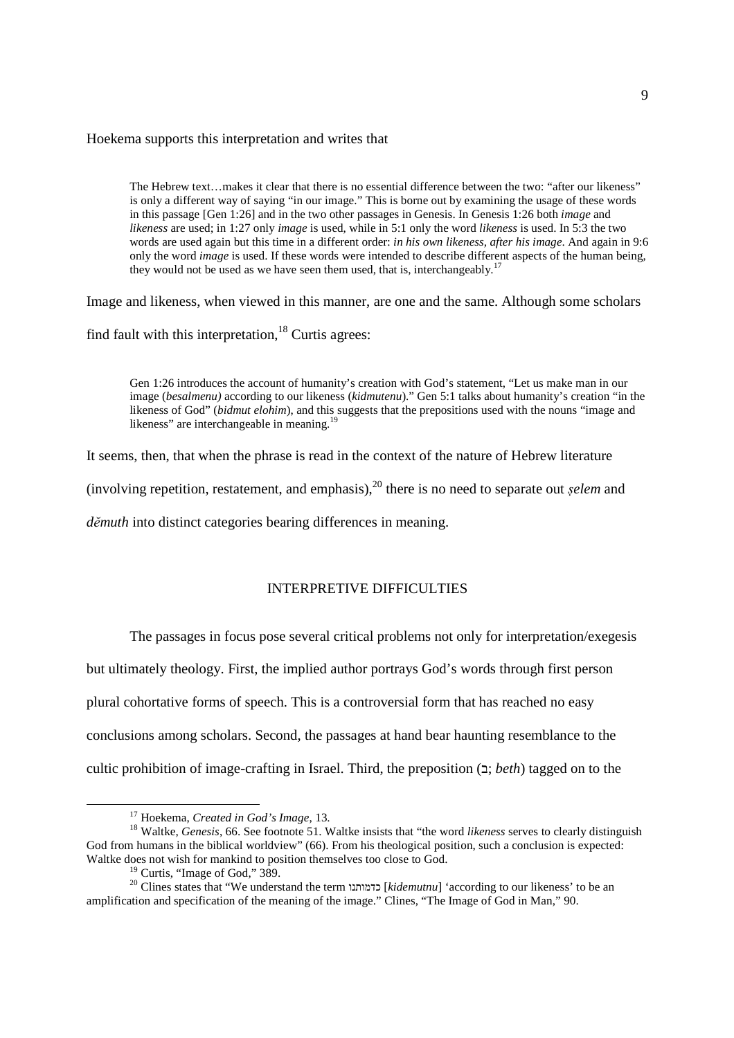Hoekema supports this interpretation and writes that

> The Hebrew text…makes it clear that there is no essential difference between the two: "after our likeness" is only a different way of saying "in our image." This is borne out by examining the usage of these words in this passage [Gen 1:26] and in the two other passages in Genesis. In Genesis 1:26 both *image* and *likeness* are used; in 1:27 only *image* is used, while in 5:1 only the word *likeness* is used. In 5:3 the two words are used again but this time in a different order: *in his own likeness, after his image*. And again in 9:6 only the word *image* is used. If these words were intended to describe different aspects of the human being, they would not be used as we have seen them used, that is, interchangeably.[17]

Image and likeness, when viewed in this manner, are one and the same. Although some scholars find fault with this interpretation,[18] Curtis agrees:

> Gen 1:26 introduces the account of humanity's creation with God's statement, "Let us make man in our image (*besalmenu)* according to our likeness (*kidmutenu*)." Gen 5:1 talks about humanity's creation "in the likeness of God" (*bidmut elohim*), and this suggests that the prepositions used with the nouns "image and likeness" are interchangeable in meaning.[19]

It seems, then, that when the phrase is read in the context of the nature of Hebrew literature (involving repetition, restatement, and emphasis),[20] there is no need to separate out *ṣelem* and *dĕmuth* into distinct categories bearing differences in meaning.

## INTERPRETIVE DIFFICULTIES

The passages in focus pose several critical problems not only for interpretation/exegesis but ultimately theology. First, the implied author portrays God's words through first person plural cohortative forms of speech. This is a controversial form that has reached no easy conclusions among scholars. Second, the passages at hand bear haunting resemblance to the cultic prohibition of image-crafting in Israel. Third, the preposition (ב; *beth*) tagged on to the

---

[17] Hoekema, *Created in God's Image*, 13.

[18] Waltke, *Genesis*, 66. See footnote 51. Waltke insists that "the word *likeness* serves to clearly distinguish God from humans in the biblical worldview" (66). From his theological position, such a conclusion is expected: Waltke does not wish for mankind to position themselves too close to God.

[19] Curtis, "Image of God," 389.

[20] Clines states that "We understand the term כדמותנו [*kidemutnu*] 'according to our likeness' to be an amplification and specification of the meaning of the image." Clines, "The Image of God in Man," 90.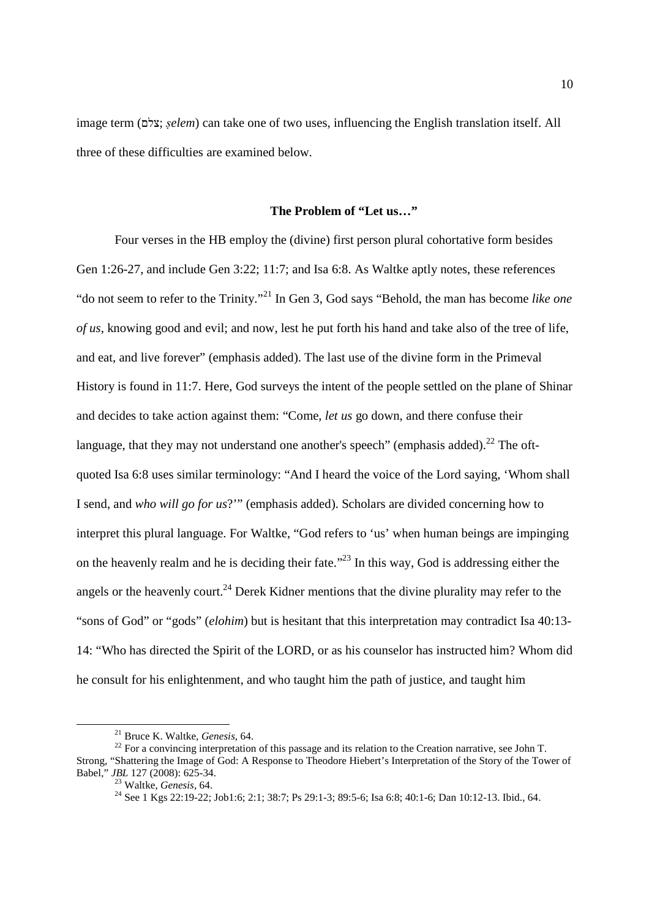image term (צלם; *ṣelem*) can take one of two uses, influencing the English translation itself. All three of these difficulties are examined below.

## The Problem of "Let us…"

Four verses in the HB employ the (divine) first person plural cohortative form besides Gen 1:26-27, and include Gen 3:22; 11:7; and Isa 6:8. As Waltke aptly notes, these references "do not seem to refer to the Trinity."[21] In Gen 3, God says "Behold, the man has become *like one of us*, knowing good and evil; and now, lest he put forth his hand and take also of the tree of life, and eat, and live forever" (emphasis added). The last use of the divine form in the Primeval History is found in 11:7. Here, God surveys the intent of the people settled on the plane of Shinar and decides to take action against them: "Come, *let us* go down, and there confuse their language, that they may not understand one another's speech" (emphasis added).[22] The oft-quoted Isa 6:8 uses similar terminology: "And I heard the voice of the Lord saying, 'Whom shall I send, and *who will go for us*?'" (emphasis added). Scholars are divided concerning how to interpret this plural language. For Waltke, "God refers to 'us' when human beings are impinging on the heavenly realm and he is deciding their fate."[23] In this way, God is addressing either the angels or the heavenly court.[24] Derek Kidner mentions that the divine plurality may refer to the "sons of God" or "gods" (*elohim*) but is hesitant that this interpretation may contradict Isa 40:13-14: "Who has directed the Spirit of the LORD, or as his counselor has instructed him? Whom did he consult for his enlightenment, and who taught him the path of justice, and taught him

[21] Bruce K. Waltke, *Genesis*, 64.

[22] For a convincing interpretation of this passage and its relation to the Creation narrative, see John T. Strong, "Shattering the Image of God: A Response to Theodore Hiebert's Interpretation of the Story of the Tower of Babel," *JBL* 127 (2008): 625-34.

[23] Waltke, *Genesis*, 64.

[24] See 1 Kgs 22:19-22; Job1:6; 2:1; 38:7; Ps 29:1-3; 89:5-6; Isa 6:8; 40:1-6; Dan 10:12-13. Ibid., 64.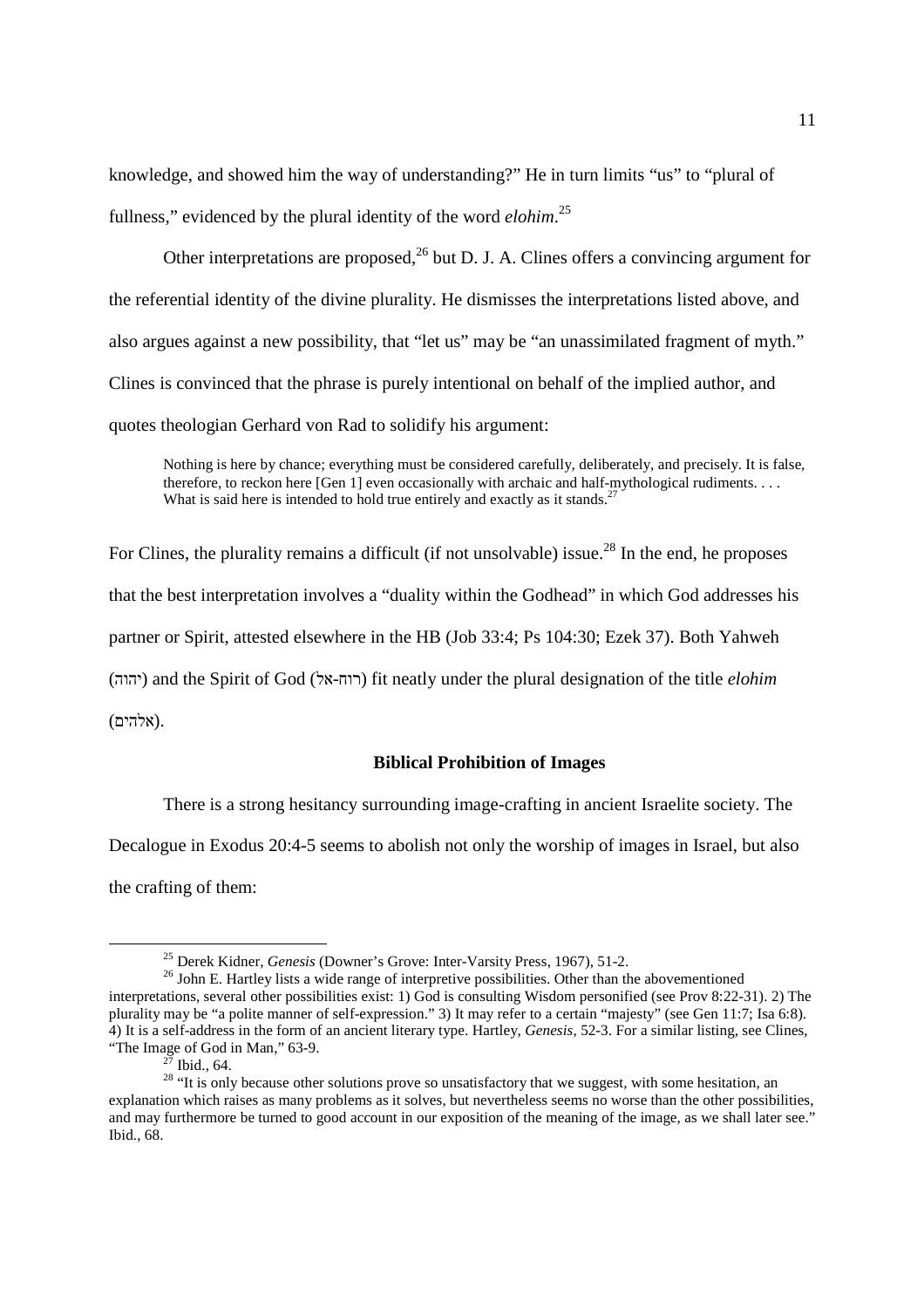knowledge, and showed him the way of understanding?" He in turn limits "us" to "plural of fullness," evidenced by the plural identity of the word *elohim*.[25]

Other interpretations are proposed,[26] but D. J. A. Clines offers a convincing argument for the referential identity of the divine plurality. He dismisses the interpretations listed above, and also argues against a new possibility, that "let us" may be "an unassimilated fragment of myth." Clines is convinced that the phrase is purely intentional on behalf of the implied author, and quotes theologian Gerhard von Rad to solidify his argument:

> Nothing is here by chance; everything must be considered carefully, deliberately, and precisely. It is false, therefore, to reckon here [Gen 1] even occasionally with archaic and half-mythological rudiments. . . . What is said here is intended to hold true entirely and exactly as it stands.[27]

For Clines, the plurality remains a difficult (if not unsolvable) issue.[28] In the end, he proposes that the best interpretation involves a "duality within the Godhead" in which God addresses his partner or Spirit, attested elsewhere in the HB (Job 33:4; Ps 104:30; Ezek 37). Both Yahweh (יהוה) and the Spirit of God (רוח-אל) fit neatly under the plural designation of the title *elohim* (אלהים).

**Biblical Prohibition of Images**

There is a strong hesitancy surrounding image-crafting in ancient Israelite society. The Decalogue in Exodus 20:4-5 seems to abolish not only the worship of images in Israel, but also the crafting of them:

---

[25] Derek Kidner, *Genesis* (Downer's Grove: Inter-Varsity Press, 1967), 51-2.

[26] John E. Hartley lists a wide range of interpretive possibilities. Other than the abovementioned interpretations, several other possibilities exist: 1) God is consulting Wisdom personified (see Prov 8:22-31). 2) The plurality may be "a polite manner of self-expression." 3) It may refer to a certain "majesty" (see Gen 11:7; Isa 6:8). 4) It is a self-address in the form of an ancient literary type. Hartley, *Genesis*, 52-3. For a similar listing, see Clines, "The Image of God in Man," 63-9.

[27] Ibid., 64.

[28] "It is only because other solutions prove so unsatisfactory that we suggest, with some hesitation, an explanation which raises as many problems as it solves, but nevertheless seems no worse than the other possibilities, and may furthermore be turned to good account in our exposition of the meaning of the image, as we shall later see." Ibid., 68.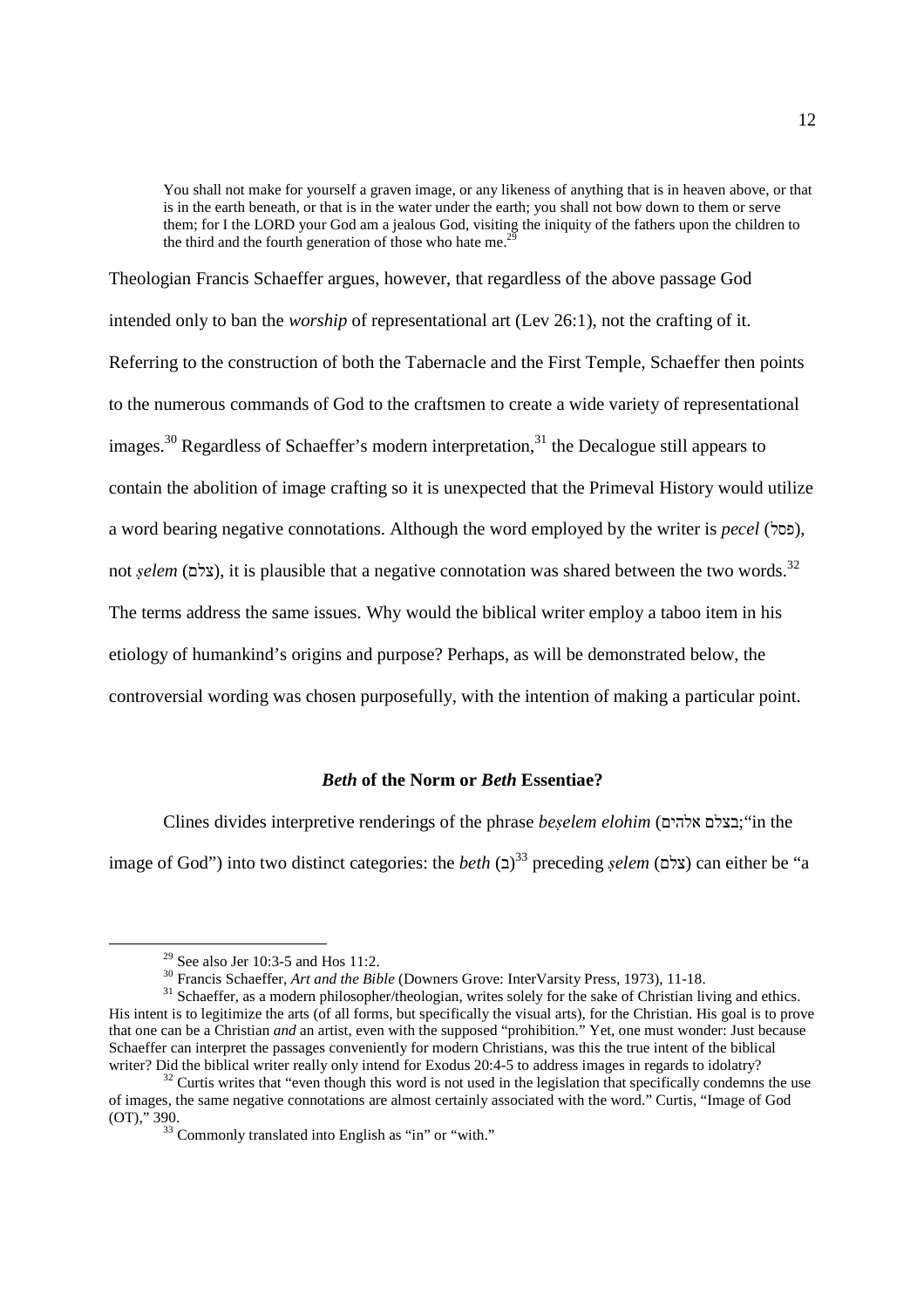> You shall not make for yourself a graven image, or any likeness of anything that is in heaven above, or that is in the earth beneath, or that is in the water under the earth; you shall not bow down to them or serve them; for I the LORD your God am a jealous God, visiting the iniquity of the fathers upon the children to the third and the fourth generation of those who hate me.[29]

Theologian Francis Schaeffer argues, however, that regardless of the above passage God intended only to ban the *worship* of representational art (Lev 26:1), not the crafting of it. Referring to the construction of both the Tabernacle and the First Temple, Schaeffer then points to the numerous commands of God to the craftsmen to create a wide variety of representational images.[30] Regardless of Schaeffer's modern interpretation,[31] the Decalogue still appears to contain the abolition of image crafting so it is unexpected that the Primeval History would utilize a word bearing negative connotations. Although the word employed by the writer is *pecel* (פסל), not *ṣelem* (צלם), it is plausible that a negative connotation was shared between the two words.[32] The terms address the same issues. Why would the biblical writer employ a taboo item in his etiology of humankind's origins and purpose? Perhaps, as will be demonstrated below, the controversial wording was chosen purposefully, with the intention of making a particular point.

### *Beth* of the Norm or *Beth* Essentiae?

Clines divides interpretive renderings of the phrase *beṣelem elohim* (בצלם אלהים;"in the image of God") into two distinct categories: the *beth* (ב)[33] preceding *ṣelem* (צלם) can either be "a

---

[29] See also Jer 10:3-5 and Hos 11:2.

[30] Francis Schaeffer, *Art and the Bible* (Downers Grove: InterVarsity Press, 1973), 11-18.

[31] Schaeffer, as a modern philosopher/theologian, writes solely for the sake of Christian living and ethics. His intent is to legitimize the arts (of all forms, but specifically the visual arts), for the Christian. His goal is to prove that one can be a Christian *and* an artist, even with the supposed "prohibition." Yet, one must wonder: Just because Schaeffer can interpret the passages conveniently for modern Christians, was this the true intent of the biblical writer? Did the biblical writer really only intend for Exodus 20:4-5 to address images in regards to idolatry?

[32] Curtis writes that "even though this word is not used in the legislation that specifically condemns the use of images, the same negative connotations are almost certainly associated with the word." Curtis, "Image of God (OT)," 390.

[33] Commonly translated into English as "in" or "with."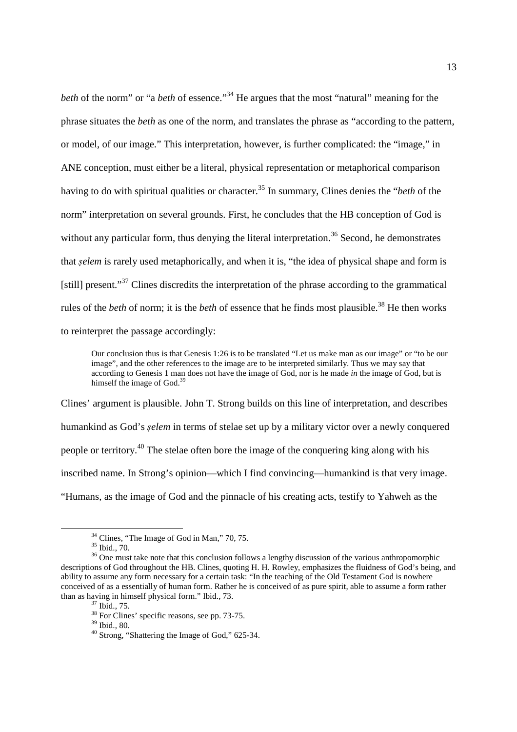*beth* of the norm" or "a *beth* of essence."[34] He argues that the most "natural" meaning for the phrase situates the *beth* as one of the norm, and translates the phrase as "according to the pattern, or model, of our image." This interpretation, however, is further complicated: the "image," in ANE conception, must either be a literal, physical representation or metaphorical comparison having to do with spiritual qualities or character.[35] In summary, Clines denies the "*beth* of the norm" interpretation on several grounds. First, he concludes that the HB conception of God is without any particular form, thus denying the literal interpretation.[36] Second, he demonstrates that *ṣelem* is rarely used metaphorically, and when it is, "the idea of physical shape and form is [still] present."[37] Clines discredits the interpretation of the phrase according to the grammatical rules of the *beth* of norm; it is the *beth* of essence that he finds most plausible.[38] He then works to reinterpret the passage accordingly:

> Our conclusion thus is that Genesis 1:26 is to be translated "Let us make man as our image" or "to be our image", and the other references to the image are to be interpreted similarly. Thus we may say that according to Genesis 1 man does not have the image of God, nor is he made *in* the image of God, but is himself the image of God.[39]

Clines' argument is plausible. John T. Strong builds on this line of interpretation, and describes humankind as God's *ṣelem* in terms of stelae set up by a military victor over a newly conquered people or territory.[40] The stelae often bore the image of the conquering king along with his inscribed name. In Strong's opinion—which I find convincing—humankind is that very image. "Humans, as the image of God and the pinnacle of his creating acts, testify to Yahweh as the

---

[34] Clines, "The Image of God in Man," 70, 75.

[35] Ibid., 70.

[36] One must take note that this conclusion follows a lengthy discussion of the various anthropomorphic descriptions of God throughout the HB. Clines, quoting H. H. Rowley, emphasizes the fluidness of God's being, and ability to assume any form necessary for a certain task: "In the teaching of the Old Testament God is nowhere conceived of as a essentially of human form. Rather he is conceived of as pure spirit, able to assume a form rather than as having in himself physical form." Ibid., 73.

[37] Ibid., 75.

[38] For Clines' specific reasons, see pp. 73-75.

[39] Ibid., 80.

[40] Strong, "Shattering the Image of God," 625-34.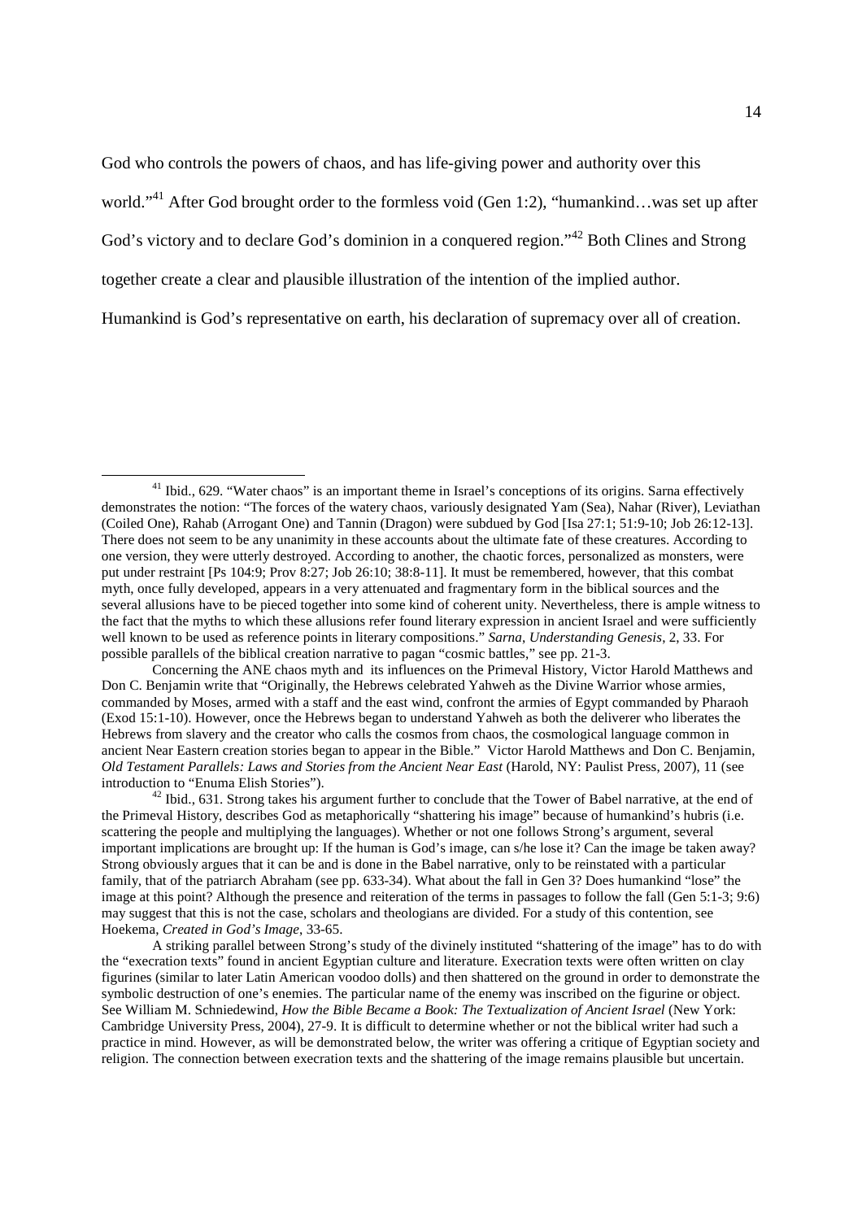God who controls the powers of chaos, and has life-giving power and authority over this world."[41] After God brought order to the formless void (Gen 1:2), "humankind…was set up after God's victory and to declare God's dominion in a conquered region."[42] Both Clines and Strong together create a clear and plausible illustration of the intention of the implied author. Humankind is God's representative on earth, his declaration of supremacy over all of creation.

---

[41] Ibid., 629. "Water chaos" is an important theme in Israel's conceptions of its origins. Sarna effectively demonstrates the notion: "The forces of the watery chaos, variously designated Yam (Sea), Nahar (River), Leviathan (Coiled One), Rahab (Arrogant One) and Tannin (Dragon) were subdued by God [Isa 27:1; 51:9-10; Job 26:12-13]. There does not seem to be any unanimity in these accounts about the ultimate fate of these creatures. According to one version, they were utterly destroyed. According to another, the chaotic forces, personalized as monsters, were put under restraint [Ps 104:9; Prov 8:27; Job 26:10; 38:8-11]. It must be remembered, however, that this combat myth, once fully developed, appears in a very attenuated and fragmentary form in the biblical sources and the several allusions have to be pieced together into some kind of coherent unity. Nevertheless, there is ample witness to the fact that the myths to which these allusions refer found literary expression in ancient Israel and were sufficiently well known to be used as reference points in literary compositions." *Sarna, Understanding Genesis*, 2, 33. For possible parallels of the biblical creation narrative to pagan "cosmic battles," see pp. 21-3.

Concerning the ANE chaos myth and its influences on the Primeval History, Victor Harold Matthews and Don C. Benjamin write that "Originally, the Hebrews celebrated Yahweh as the Divine Warrior whose armies, commanded by Moses, armed with a staff and the east wind, confront the armies of Egypt commanded by Pharaoh (Exod 15:1-10). However, once the Hebrews began to understand Yahweh as both the deliverer who liberates the Hebrews from slavery and the creator who calls the cosmos from chaos, the cosmological language common in ancient Near Eastern creation stories began to appear in the Bible." Victor Harold Matthews and Don C. Benjamin, *Old Testament Parallels: Laws and Stories from the Ancient Near East* (Harold, NY: Paulist Press, 2007), 11 (see introduction to "Enuma Elish Stories").

[42] Ibid., 631. Strong takes his argument further to conclude that the Tower of Babel narrative, at the end of the Primeval History, describes God as metaphorically "shattering his image" because of humankind's hubris (i.e. scattering the people and multiplying the languages). Whether or not one follows Strong's argument, several important implications are brought up: If the human is God's image, can s/he lose it? Can the image be taken away? Strong obviously argues that it can be and is done in the Babel narrative, only to be reinstated with a particular family, that of the patriarch Abraham (see pp. 633-34). What about the fall in Gen 3? Does humankind "lose" the image at this point? Although the presence and reiteration of the terms in passages to follow the fall (Gen 5:1-3; 9:6) may suggest that this is not the case, scholars and theologians are divided. For a study of this contention, see Hoekema, *Created in God's Image*, 33-65.

A striking parallel between Strong's study of the divinely instituted "shattering of the image" has to do with the "execration texts" found in ancient Egyptian culture and literature. Execration texts were often written on clay figurines (similar to later Latin American voodoo dolls) and then shattered on the ground in order to demonstrate the symbolic destruction of one's enemies. The particular name of the enemy was inscribed on the figurine or object. See William M. Schniedewind, *How the Bible Became a Book: The Textualization of Ancient Israel* (New York: Cambridge University Press, 2004), 27-9. It is difficult to determine whether or not the biblical writer had such a practice in mind. However, as will be demonstrated below, the writer was offering a critique of Egyptian society and religion. The connection between execration texts and the shattering of the image remains plausible but uncertain.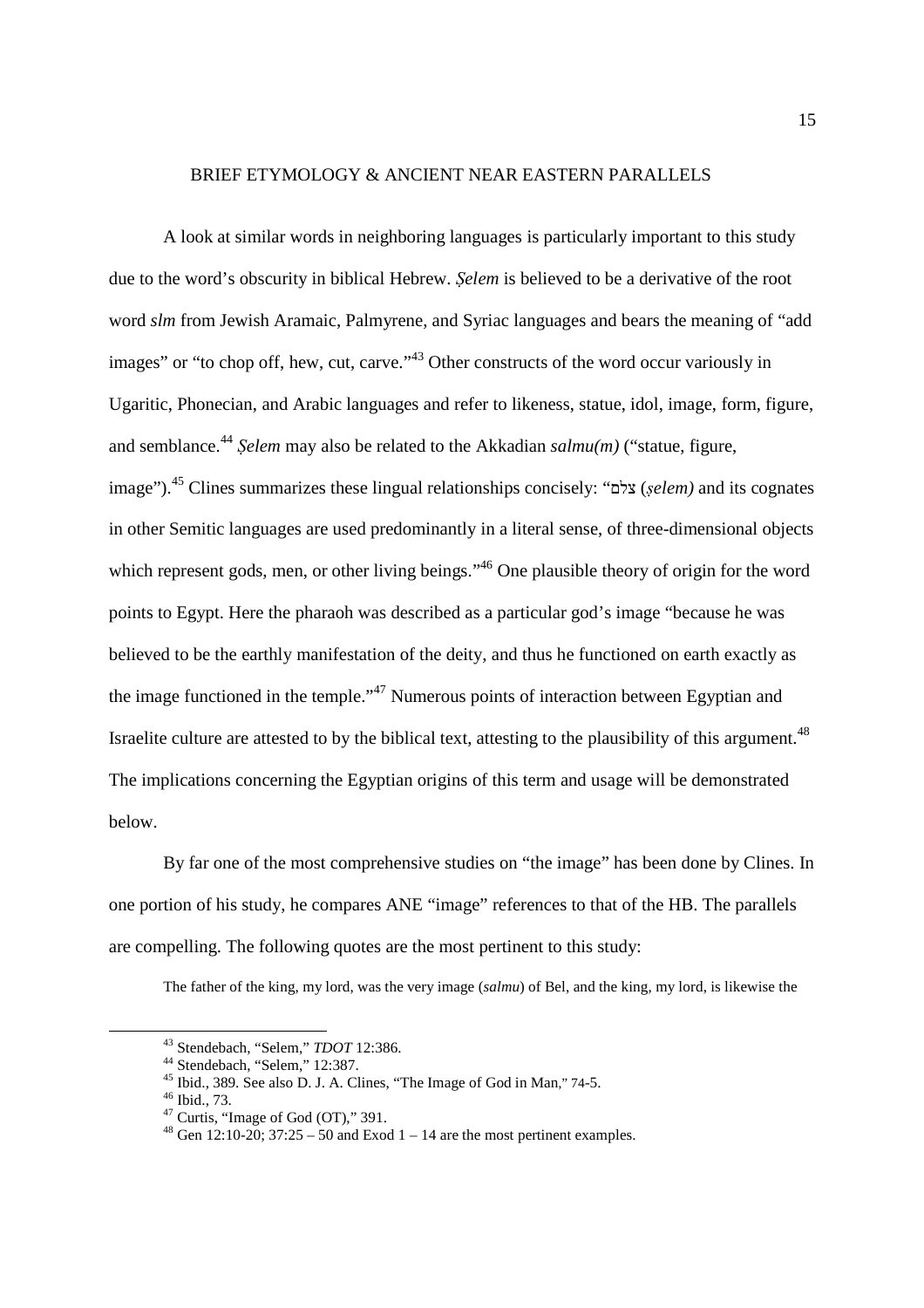## BRIEF ETYMOLOGY & ANCIENT NEAR EASTERN PARALLELS

A look at similar words in neighboring languages is particularly important to this study due to the word's obscurity in biblical Hebrew. *Ṣelem* is believed to be a derivative of the root word *slm* from Jewish Aramaic, Palmyrene, and Syriac languages and bears the meaning of "add images" or "to chop off, hew, cut, carve."[43] Other constructs of the word occur variously in Ugaritic, Phonecian, and Arabic languages and refer to likeness, statue, idol, image, form, figure, and semblance.[44] *Ṣelem* may also be related to the Akkadian *salmu(m)* ("statue, figure, image").[45] Clines summarizes these lingual relationships concisely: "צלם (*ṣelem)* and its cognates in other Semitic languages are used predominantly in a literal sense, of three-dimensional objects which represent gods, men, or other living beings."[46] One plausible theory of origin for the word points to Egypt. Here the pharaoh was described as a particular god's image "because he was believed to be the earthly manifestation of the deity, and thus he functioned on earth exactly as the image functioned in the temple."[47] Numerous points of interaction between Egyptian and Israelite culture are attested to by the biblical text, attesting to the plausibility of this argument.[48] The implications concerning the Egyptian origins of this term and usage will be demonstrated below.

By far one of the most comprehensive studies on "the image" has been done by Clines. In one portion of his study, he compares ANE "image" references to that of the HB. The parallels are compelling. The following quotes are the most pertinent to this study:

> The father of the king, my lord, was the very image (*salmu*) of Bel, and the king, my lord, is likewise the

---

[43] Stendebach, "Selem," *TDOT* 12:386.

[44] Stendebach, "Selem," 12:387.

[45] Ibid., 389. See also D. J. A. Clines, "The Image of God in Man," 74-5.

[46] Ibid., 73.

[47] Curtis, "Image of God (OT)," 391.

[48] Gen 12:10-20; 37:25 – 50 and Exod 1 – 14 are the most pertinent examples.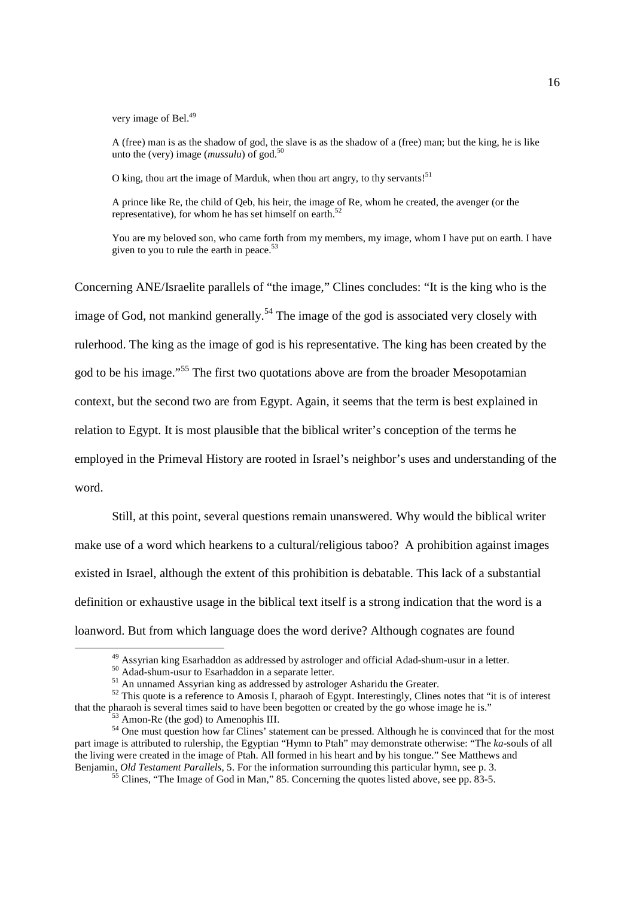very image of Bel.[49]

> A (free) man is as the shadow of god, the slave is as the shadow of a (free) man; but the king, he is like unto the (very) image (*mussulu*) of god.[50]

> O king, thou art the image of Marduk, when thou art angry, to thy servants![51]

> A prince like Re, the child of Qeb, his heir, the image of Re, whom he created, the avenger (or the representative), for whom he has set himself on earth.[52]

> You are my beloved son, who came forth from my members, my image, whom I have put on earth. I have given to you to rule the earth in peace.[53]

Concerning ANE/Israelite parallels of "the image," Clines concludes: "It is the king who is the image of God, not mankind generally.[54] The image of the god is associated very closely with rulerhood. The king as the image of god is his representative. The king has been created by the god to be his image."[55] The first two quotations above are from the broader Mesopotamian context, but the second two are from Egypt. Again, it seems that the term is best explained in relation to Egypt. It is most plausible that the biblical writer's conception of the terms he employed in the Primeval History are rooted in Israel's neighbor's uses and understanding of the word.

Still, at this point, several questions remain unanswered. Why would the biblical writer make use of a word which hearkens to a cultural/religious taboo? A prohibition against images existed in Israel, although the extent of this prohibition is debatable. This lack of a substantial definition or exhaustive usage in the biblical text itself is a strong indication that the word is a loanword. But from which language does the word derive? Although cognates are found

---

[49] Assyrian king Esarhaddon as addressed by astrologer and official Adad-shum-usur in a letter.

[50] Adad-shum-usur to Esarhaddon in a separate letter.

[51] An unnamed Assyrian king as addressed by astrologer Asharidu the Greater.

[52] This quote is a reference to Amosis I, pharaoh of Egypt. Interestingly, Clines notes that "it is of interest that the pharaoh is several times said to have been begotten or created by the go whose image he is."

[53] Amon-Re (the god) to Amenophis III.

[54] One must question how far Clines' statement can be pressed. Although he is convinced that for the most part image is attributed to rulership, the Egyptian "Hymn to Ptah" may demonstrate otherwise: "The *ka*-souls of all the living were created in the image of Ptah. All formed in his heart and by his tongue." See Matthews and Benjamin, *Old Testament Parallels*, 5. For the information surrounding this particular hymn, see p. 3.

[55] Clines, "The Image of God in Man," 85. Concerning the quotes listed above, see pp. 83-5.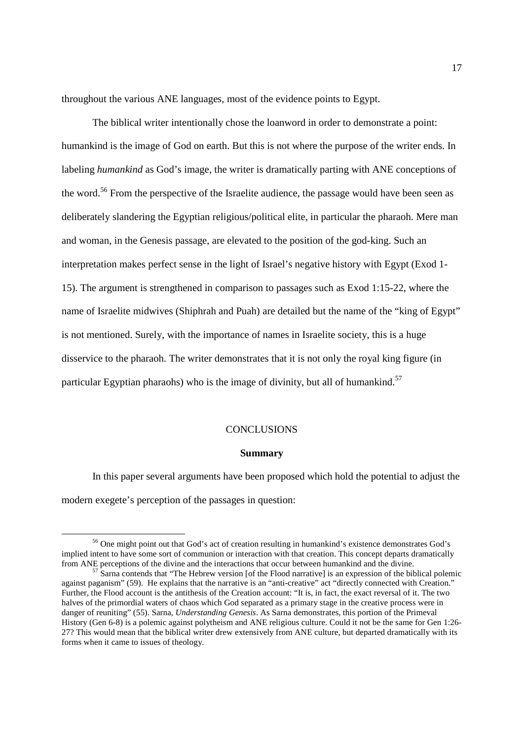throughout the various ANE languages, most of the evidence points to Egypt.

The biblical writer intentionally chose the loanword in order to demonstrate a point: humankind is the image of God on earth. But this is not where the purpose of the writer ends. In labeling *humankind* as God's image, the writer is dramatically parting with ANE conceptions of the word.[56] From the perspective of the Israelite audience, the passage would have been seen as deliberately slandering the Egyptian religious/political elite, in particular the pharaoh. Mere man and woman, in the Genesis passage, are elevated to the position of the god-king. Such an interpretation makes perfect sense in the light of Israel's negative history with Egypt (Exod 1-15). The argument is strengthened in comparison to passages such as Exod 1:15-22, where the name of Israelite midwives (Shiphrah and Puah) are detailed but the name of the "king of Egypt" is not mentioned. Surely, with the importance of names in Israelite society, this is a huge disservice to the pharaoh. The writer demonstrates that it is not only the royal king figure (in particular Egyptian pharaohs) who is the image of divinity, but all of humankind.[57]

## CONCLUSIONS

### Summary

In this paper several arguments have been proposed which hold the potential to adjust the modern exegete's perception of the passages in question:

[56] One might point out that God's act of creation resulting in humankind's existence demonstrates God's implied intent to have some sort of communion or interaction with that creation. This concept departs dramatically from ANE perceptions of the divine and the interactions that occur between humankind and the divine.

[57] Sarna contends that "The Hebrew version [of the Flood narrative] is an expression of the biblical polemic against paganism" (59). He explains that the narrative is an "anti-creative" act "directly connected with Creation." Further, the Flood account is the antithesis of the Creation account: "It is, in fact, the exact reversal of it. The two halves of the primordial waters of chaos which God separated as a primary stage in the creative process were in danger of reuniting" (55). Sarna, *Understanding Genesis*. As Sarna demonstrates, this portion of the Primeval History (Gen 6-8) is a polemic against polytheism and ANE religious culture. Could it not be the same for Gen 1:26-27? This would mean that the biblical writer drew extensively from ANE culture, but departed dramatically with its forms when it came to issues of theology.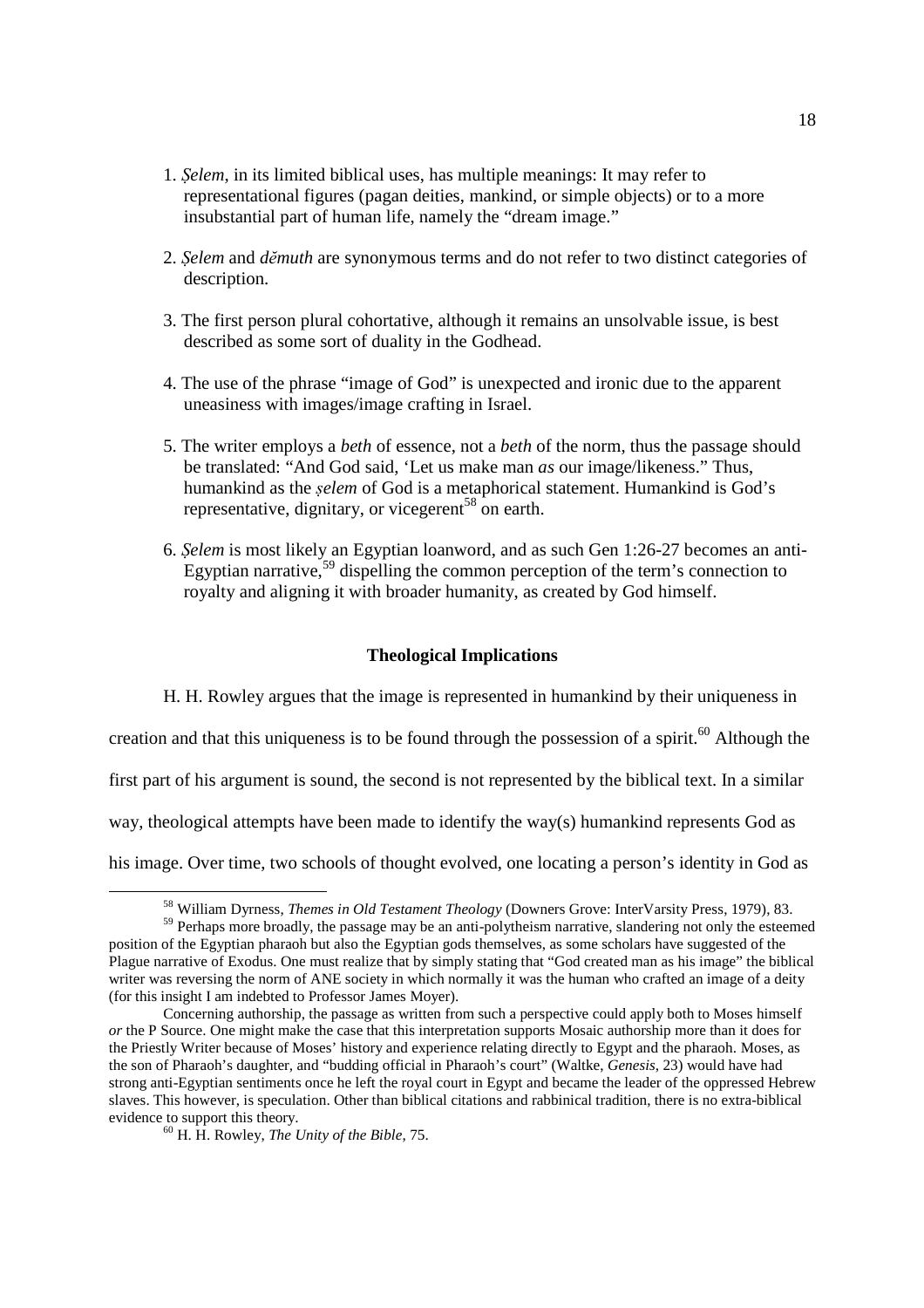1. *Ṣelem*, in its limited biblical uses, has multiple meanings: It may refer to representational figures (pagan deities, mankind, or simple objects) or to a more insubstantial part of human life, namely the "dream image."

2. *Ṣelem* and *dĕmuth* are synonymous terms and do not refer to two distinct categories of description.

3. The first person plural cohortative, although it remains an unsolvable issue, is best described as some sort of duality in the Godhead.

4. The use of the phrase "image of God" is unexpected and ironic due to the apparent uneasiness with images/image crafting in Israel.

5. The writer employs a *beth* of essence, not a *beth* of the norm, thus the passage should be translated: "And God said, 'Let us make man *as* our image/likeness." Thus, humankind as the *ṣelem* of God is a metaphorical statement. Humankind is God's representative, dignitary, or vicegerent[58] on earth.

6. *Ṣelem* is most likely an Egyptian loanword, and as such Gen 1:26-27 becomes an anti-Egyptian narrative,[59] dispelling the common perception of the term's connection to royalty and aligning it with broader humanity, as created by God himself.

### Theological Implications

H. H. Rowley argues that the image is represented in humankind by their uniqueness in creation and that this uniqueness is to be found through the possession of a spirit.[60] Although the first part of his argument is sound, the second is not represented by the biblical text. In a similar way, theological attempts have been made to identify the way(s) humankind represents God as his image. Over time, two schools of thought evolved, one locating a person's identity in God as

---

[58] William Dyrness, *Themes in Old Testament Theology* (Downers Grove: InterVarsity Press, 1979), 83.

[59] Perhaps more broadly, the passage may be an anti-polytheism narrative, slandering not only the esteemed position of the Egyptian pharaoh but also the Egyptian gods themselves, as some scholars have suggested of the Plague narrative of Exodus. One must realize that by simply stating that "God created man as his image" the biblical writer was reversing the norm of ANE society in which normally it was the human who crafted an image of a deity (for this insight I am indebted to Professor James Moyer).

Concerning authorship, the passage as written from such a perspective could apply both to Moses himself *or* the P Source. One might make the case that this interpretation supports Mosaic authorship more than it does for the Priestly Writer because of Moses' history and experience relating directly to Egypt and the pharaoh. Moses, as the son of Pharaoh's daughter, and "budding official in Pharaoh's court" (Waltke, *Genesis*, 23) would have had strong anti-Egyptian sentiments once he left the royal court in Egypt and became the leader of the oppressed Hebrew slaves. This however, is speculation. Other than biblical citations and rabbinical tradition, there is no extra-biblical evidence to support this theory.

[60] H. H. Rowley, *The Unity of the Bible*, 75.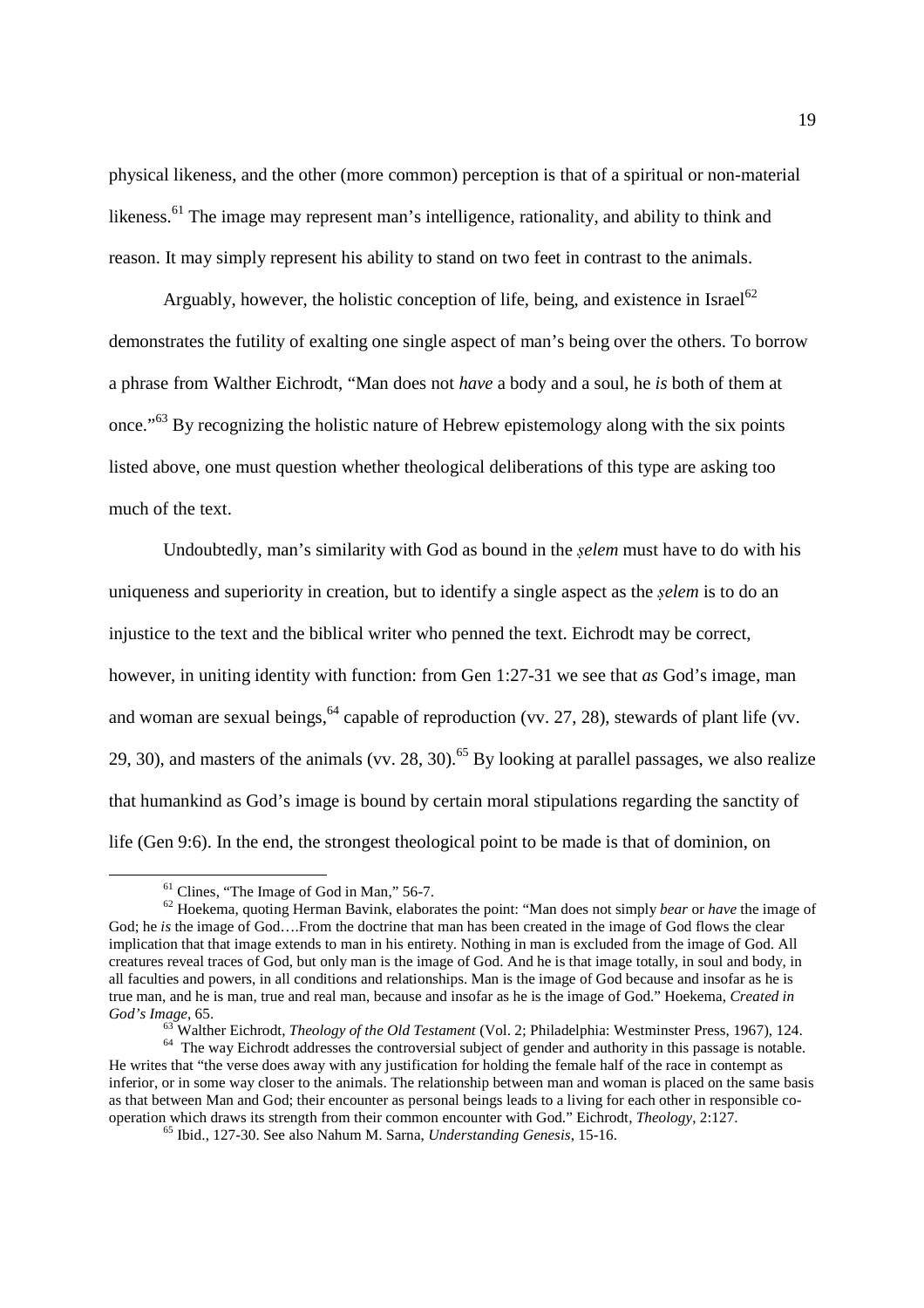physical likeness, and the other (more common) perception is that of a spiritual or non-material likeness.[61] The image may represent man's intelligence, rationality, and ability to think and reason. It may simply represent his ability to stand on two feet in contrast to the animals.

Arguably, however, the holistic conception of life, being, and existence in Israel[62] demonstrates the futility of exalting one single aspect of man's being over the others. To borrow a phrase from Walther Eichrodt, "Man does not *have* a body and a soul, he *is* both of them at once."[63] By recognizing the holistic nature of Hebrew epistemology along with the six points listed above, one must question whether theological deliberations of this type are asking too much of the text.

Undoubtedly, man's similarity with God as bound in the *ṣelem* must have to do with his uniqueness and superiority in creation, but to identify a single aspect as the *ṣelem* is to do an injustice to the text and the biblical writer who penned the text. Eichrodt may be correct, however, in uniting identity with function: from Gen 1:27-31 we see that *as* God's image, man and woman are sexual beings,[64] capable of reproduction (vv. 27, 28), stewards of plant life (vv. 29, 30), and masters of the animals (vv. 28, 30).[65] By looking at parallel passages, we also realize that humankind as God's image is bound by certain moral stipulations regarding the sanctity of life (Gen 9:6). In the end, the strongest theological point to be made is that of dominion, on

---

[61] Clines, "The Image of God in Man," 56-7.

[62] Hoekema, quoting Herman Bavink, elaborates the point: "Man does not simply *bear* or *have* the image of God; he *is* the image of God….From the doctrine that man has been created in the image of God flows the clear implication that that image extends to man in his entirety. Nothing in man is excluded from the image of God. All creatures reveal traces of God, but only man is the image of God. And he is that image totally, in soul and body, in all faculties and powers, in all conditions and relationships. Man is the image of God because and insofar as he is true man, and he is man, true and real man, because and insofar as he is the image of God." Hoekema, *Created in God's Image*, 65.

[63] Walther Eichrodt, *Theology of the Old Testament* (Vol. 2; Philadelphia: Westminster Press, 1967), 124.

[64] The way Eichrodt addresses the controversial subject of gender and authority in this passage is notable. He writes that "the verse does away with any justification for holding the female half of the race in contempt as inferior, or in some way closer to the animals. The relationship between man and woman is placed on the same basis as that between Man and God; their encounter as personal beings leads to a living for each other in responsible co-operation which draws its strength from their common encounter with God." Eichrodt, *Theology*, 2:127.

[65] Ibid., 127-30. See also Nahum M. Sarna, *Understanding Genesis*, 15-16.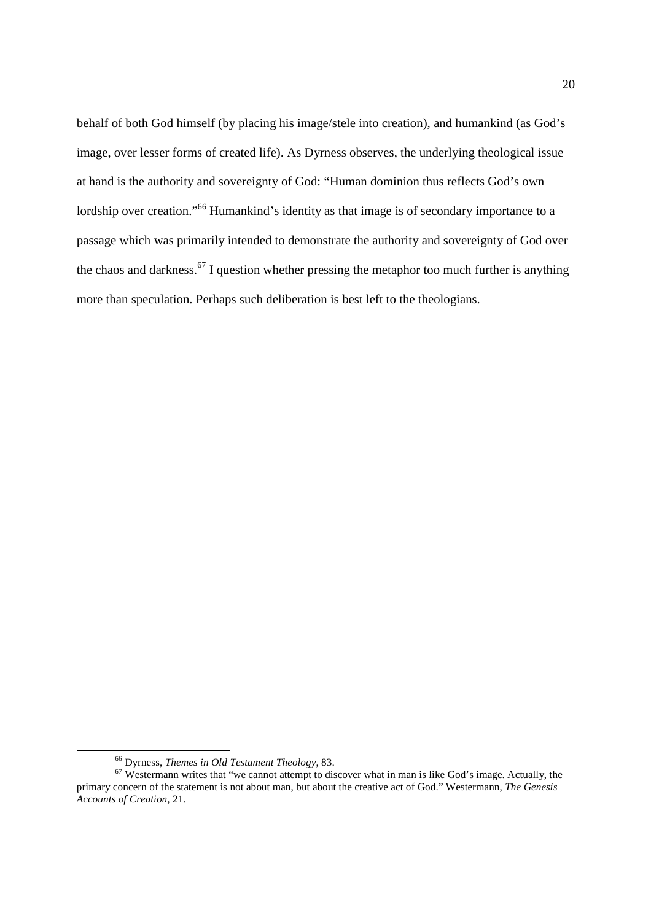behalf of both God himself (by placing his image/stele into creation), and humankind (as God's image, over lesser forms of created life). As Dyrness observes, the underlying theological issue at hand is the authority and sovereignty of God: "Human dominion thus reflects God's own lordship over creation."[66] Humankind's identity as that image is of secondary importance to a passage which was primarily intended to demonstrate the authority and sovereignty of God over the chaos and darkness.[67] I question whether pressing the metaphor too much further is anything more than speculation. Perhaps such deliberation is best left to the theologians.

---

[66] Dyrness, *Themes in Old Testament Theology*, 83.

[67] Westermann writes that "we cannot attempt to discover what in man is like God's image. Actually, the primary concern of the statement is not about man, but about the creative act of God." Westermann, *The Genesis Accounts of Creation*, 21.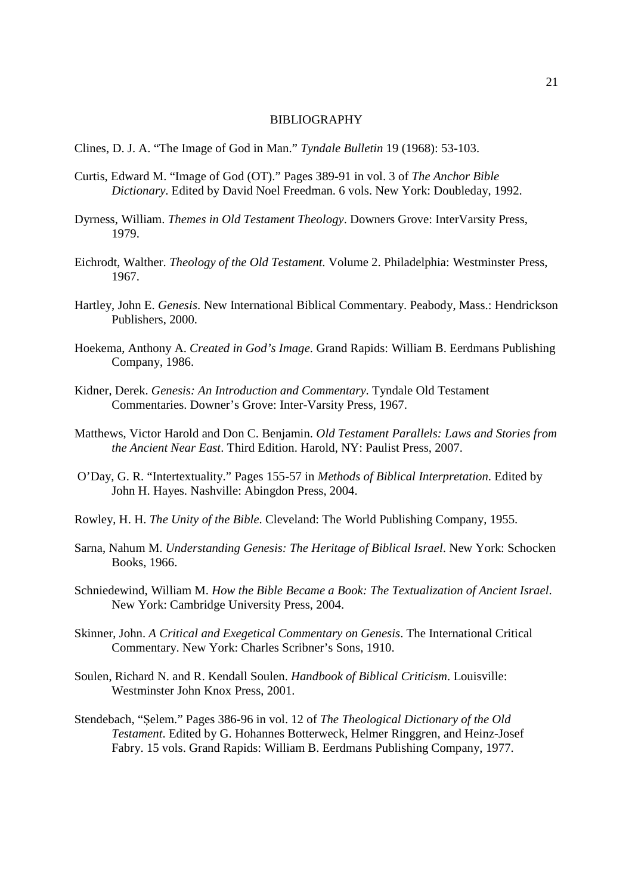# BIBLIOGRAPHY

Clines, D. J. A. "The Image of God in Man." *Tyndale Bulletin* 19 (1968): 53-103.

Curtis, Edward M. "Image of God (OT)." Pages 389-91 in vol. 3 of *The Anchor Bible Dictionary*. Edited by David Noel Freedman. 6 vols. New York: Doubleday, 1992.

Dyrness, William. *Themes in Old Testament Theology*. Downers Grove: InterVarsity Press, 1979.

Eichrodt, Walther. *Theology of the Old Testament.* Volume 2. Philadelphia: Westminster Press, 1967.

Hartley, John E. *Genesis*. New International Biblical Commentary. Peabody, Mass.: Hendrickson Publishers, 2000.

Hoekema, Anthony A. *Created in God's Image*. Grand Rapids: William B. Eerdmans Publishing Company, 1986.

Kidner, Derek. *Genesis: An Introduction and Commentary.* Tyndale Old Testament Commentaries. Downer's Grove: Inter-Varsity Press, 1967.

Matthews, Victor Harold and Don C. Benjamin. *Old Testament Parallels: Laws and Stories from the Ancient Near East*. Third Edition. Harold, NY: Paulist Press, 2007.

O'Day, G. R. "Intertextuality." Pages 155-57 in *Methods of Biblical Interpretation*. Edited by John H. Hayes. Nashville: Abingdon Press, 2004.

Rowley, H. H. *The Unity of the Bible*. Cleveland: The World Publishing Company, 1955.

Sarna, Nahum M. *Understanding Genesis: The Heritage of Biblical Israel*. New York: Schocken Books, 1966.

Schniedewind, William M. *How the Bible Became a Book: The Textualization of Ancient Israel*. New York: Cambridge University Press, 2004.

Skinner, John. *A Critical and Exegetical Commentary on Genesis*. The International Critical Commentary. New York: Charles Scribner's Sons, 1910.

Soulen, Richard N. and R. Kendall Soulen. *Handbook of Biblical Criticism*. Louisville: Westminster John Knox Press, 2001.

Stendebach, "Ṣelem." Pages 386-96 in vol. 12 of *The Theological Dictionary of the Old Testament*. Edited by G. Hohannes Botterweck, Helmer Ringgren, and Heinz-Josef Fabry. 15 vols. Grand Rapids: William B. Eerdmans Publishing Company, 1977.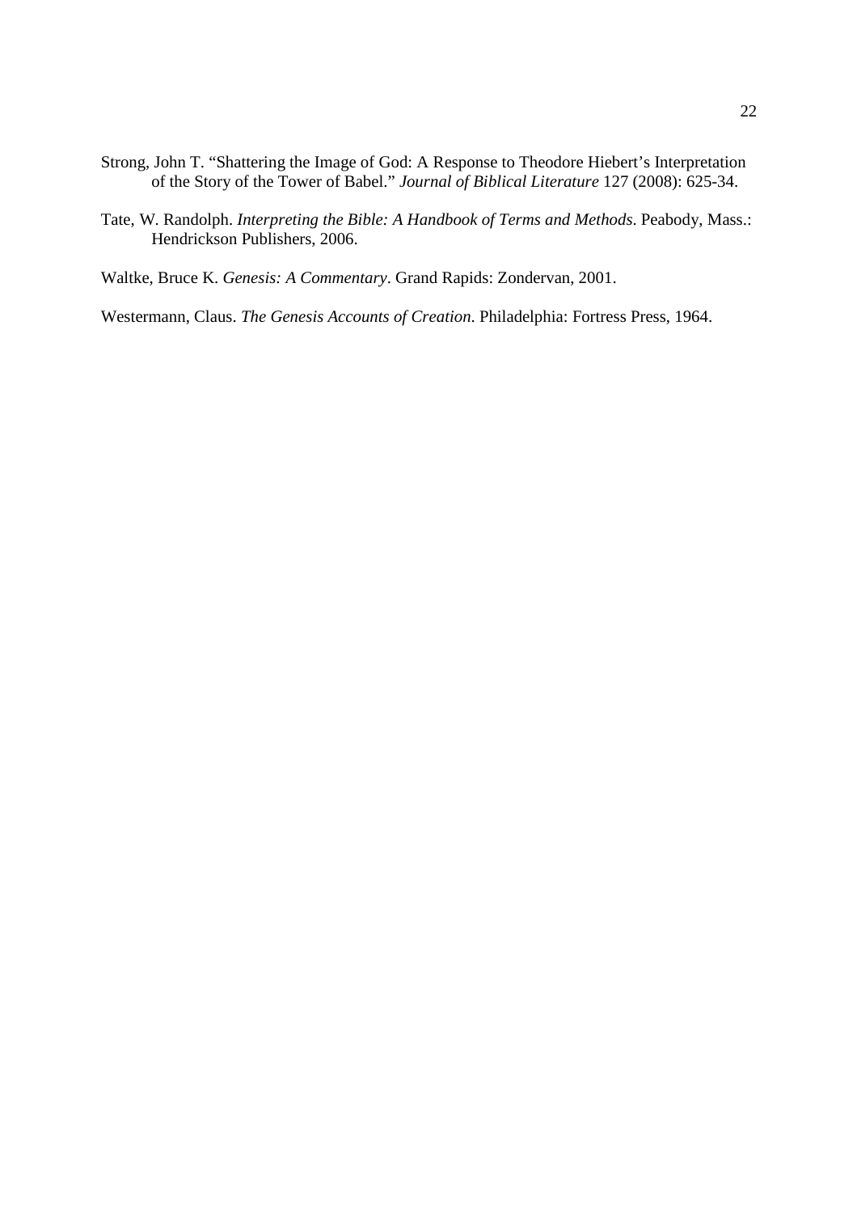Strong, John T. "Shattering the Image of God: A Response to Theodore Hiebert's Interpretation of the Story of the Tower of Babel." *Journal of Biblical Literature* 127 (2008): 625-34.

Tate, W. Randolph. *Interpreting the Bible: A Handbook of Terms and Methods*. Peabody, Mass.: Hendrickson Publishers, 2006.

Waltke, Bruce K. *Genesis: A Commentary*. Grand Rapids: Zondervan, 2001.

Westermann, Claus. *The Genesis Accounts of Creation*. Philadelphia: Fortress Press, 1964.